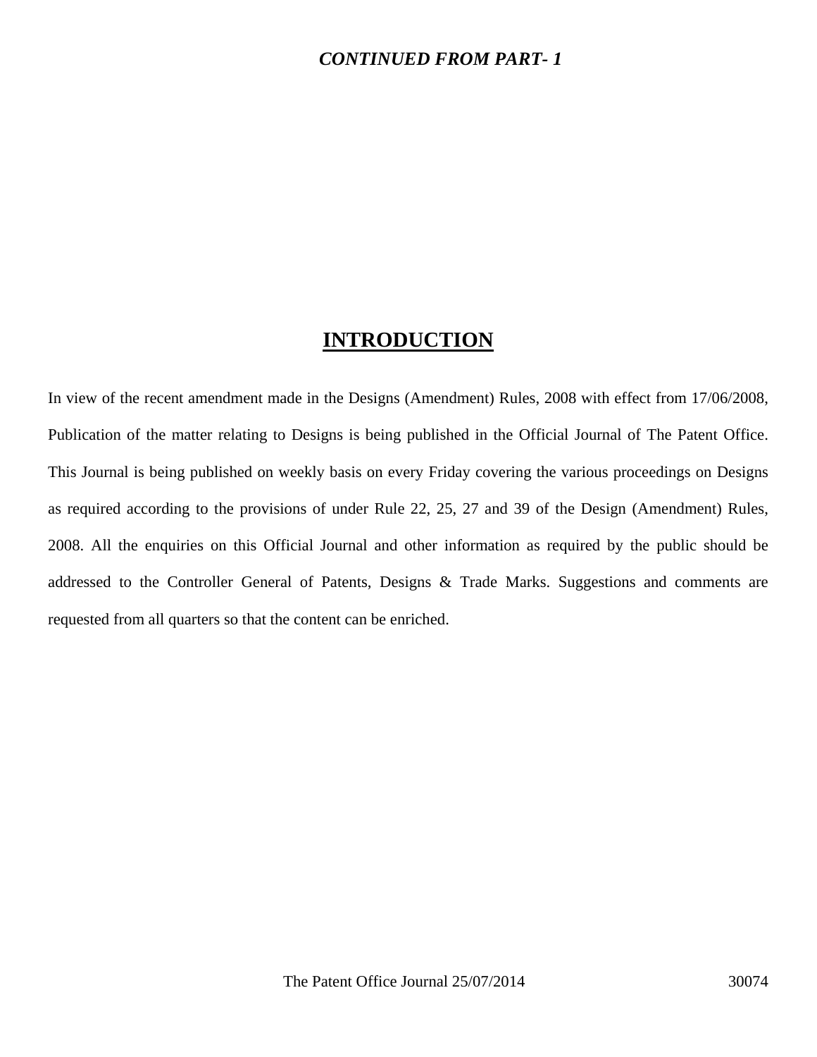***CONTINUED FROM PART- 1***

# INTRODUCTION

In view of the recent amendment made in the Designs (Amendment) Rules, 2008 with effect from 17/06/2008, Publication of the matter relating to Designs is being published in the Official Journal of The Patent Office. This Journal is being published on weekly basis on every Friday covering the various proceedings on Designs as required according to the provisions of under Rule 22, 25, 27 and 39 of the Design (Amendment) Rules, 2008. All the enquiries on this Official Journal and other information as required by the public should be addressed to the Controller General of Patents, Designs & Trade Marks. Suggestions and comments are requested from all quarters so that the content can be enriched.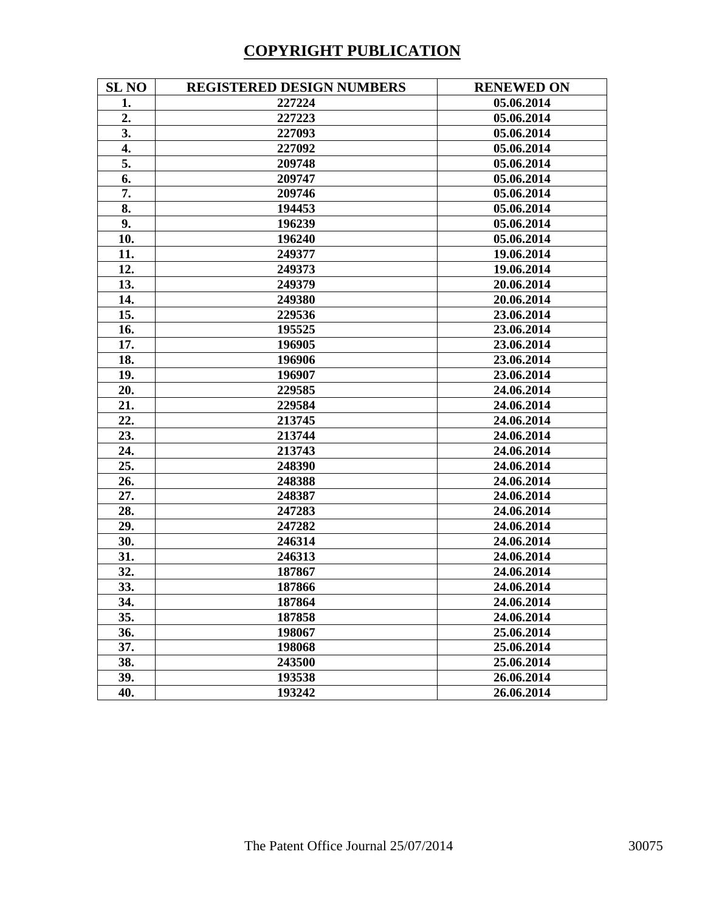# COPYRIGHT PUBLICATION

| SL NO | REGISTERED DESIGN NUMBERS | RENEWED ON |
|---|---|---|
| 1. | 227224 | 05.06.2014 |
| 2. | 227223 | 05.06.2014 |
| 3. | 227093 | 05.06.2014 |
| 4. | 227092 | 05.06.2014 |
| 5. | 209748 | 05.06.2014 |
| 6. | 209747 | 05.06.2014 |
| 7. | 209746 | 05.06.2014 |
| 8. | 194453 | 05.06.2014 |
| 9. | 196239 | 05.06.2014 |
| 10. | 196240 | 05.06.2014 |
| 11. | 249377 | 19.06.2014 |
| 12. | 249373 | 19.06.2014 |
| 13. | 249379 | 20.06.2014 |
| 14. | 249380 | 20.06.2014 |
| 15. | 229536 | 23.06.2014 |
| 16. | 195525 | 23.06.2014 |
| 17. | 196905 | 23.06.2014 |
| 18. | 196906 | 23.06.2014 |
| 19. | 196907 | 23.06.2014 |
| 20. | 229585 | 24.06.2014 |
| 21. | 229584 | 24.06.2014 |
| 22. | 213745 | 24.06.2014 |
| 23. | 213744 | 24.06.2014 |
| 24. | 213743 | 24.06.2014 |
| 25. | 248390 | 24.06.2014 |
| 26. | 248388 | 24.06.2014 |
| 27. | 248387 | 24.06.2014 |
| 28. | 247283 | 24.06.2014 |
| 29. | 247282 | 24.06.2014 |
| 30. | 246314 | 24.06.2014 |
| 31. | 246313 | 24.06.2014 |
| 32. | 187867 | 24.06.2014 |
| 33. | 187866 | 24.06.2014 |
| 34. | 187864 | 24.06.2014 |
| 35. | 187858 | 24.06.2014 |
| 36. | 198067 | 25.06.2014 |
| 37. | 198068 | 25.06.2014 |
| 38. | 243500 | 25.06.2014 |
| 39. | 193538 | 26.06.2014 |
| 40. | 193242 | 26.06.2014 |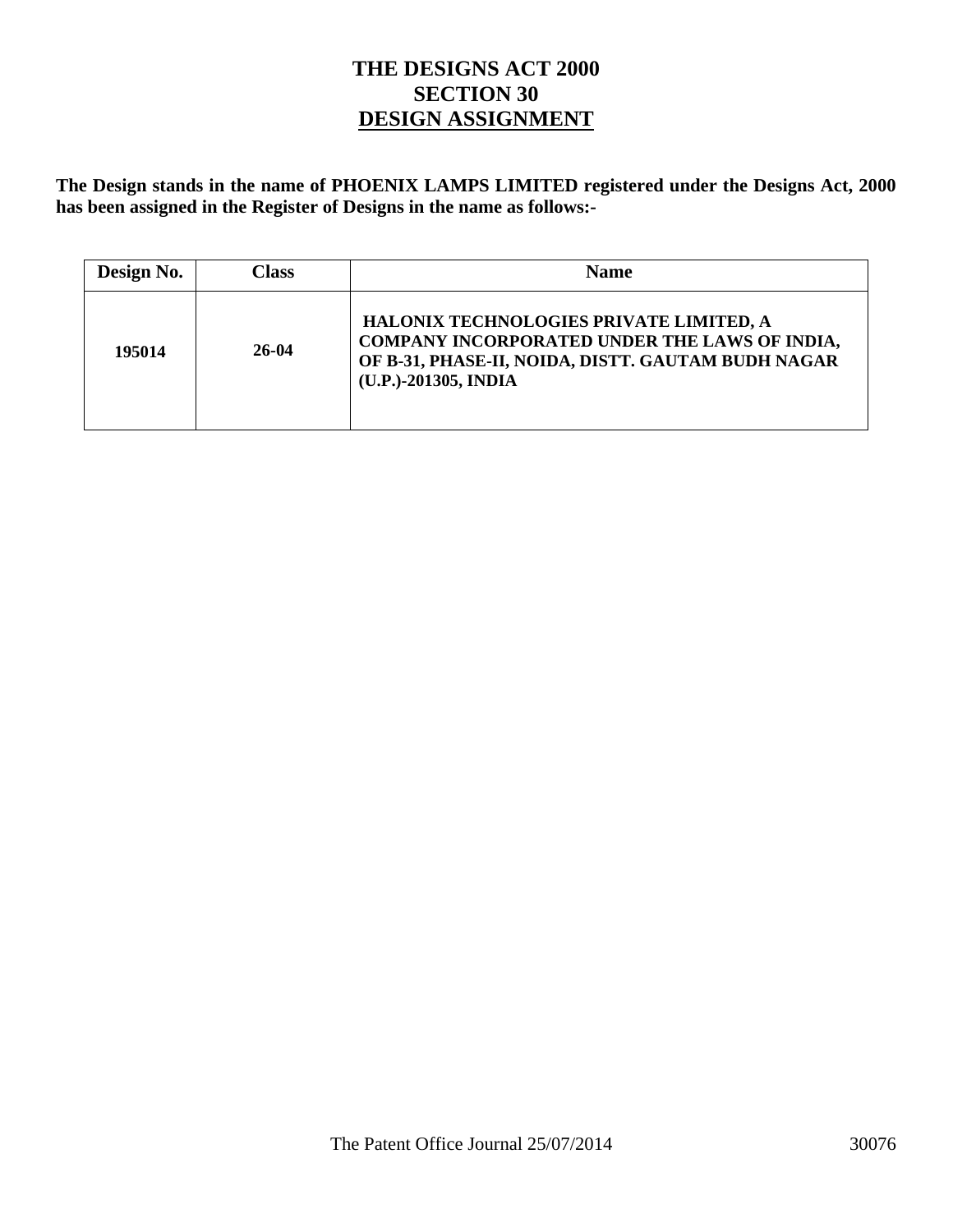# THE DESIGNS ACT 2000
## SECTION 30
## DESIGN ASSIGNMENT

**The Design stands in the name of PHOENIX LAMPS LIMITED registered under the Designs Act, 2000 has been assigned in the Register of Designs in the name as follows:-**

| Design No. | Class | Name |
|---|---|---|
| **195014** | **26-04** | **HALONIX TECHNOLOGIES PRIVATE LIMITED, A COMPANY INCORPORATED UNDER THE LAWS OF INDIA, OF B-31, PHASE-II, NOIDA, DISTT. GAUTAM BUDH NAGAR (U.P.)-201305, INDIA** |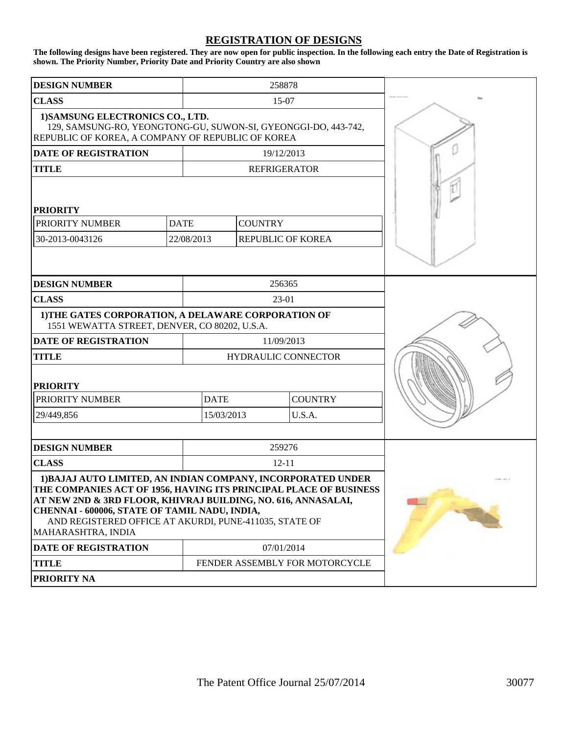# REGISTRATION OF DESIGNS

**The following designs have been registered. They are now open for public inspection. In the following each entry the Date of Registration is shown. The Priority Number, Priority Date and Priority Country are also shown**

| **DESIGN NUMBER** | 258878 | | |
|---|---|---|---|
| **CLASS** | 15-07 | | |
| **1)SAMSUNG ELECTRONICS CO., LTD.** 129, SAMSUNG-RO, YEONGTONG-GU, SUWON-SI, GYEONGGI-DO, 443-742, REPUBLIC OF KOREA, A COMPANY OF REPUBLIC OF KOREA | | | |
| **DATE OF REGISTRATION** | 19/12/2013 | | |
| **TITLE** | REFRIGERATOR | | |
| **PRIORITY** | | | |
| PRIORITY NUMBER | DATE | COUNTRY | |
| 30-2013-0043126 | 22/08/2013 | REPUBLIC OF KOREA | |

| **DESIGN NUMBER** | 256365 | | |
|---|---|---|---|
| **CLASS** | 23-01 | | |
| **1)THE GATES CORPORATION, A DELAWARE CORPORATION OF** 1551 WEWATTA STREET, DENVER, CO 80202, U.S.A. | | | |
| **DATE OF REGISTRATION** | 11/09/2013 | | |
| **TITLE** | HYDRAULIC CONNECTOR | | |
| **PRIORITY** | | | |
| PRIORITY NUMBER | DATE | COUNTRY | |
| 29/449,856 | 15/03/2013 | U.S.A. | |

| **DESIGN NUMBER** | 259276 |
|---|---|
| **CLASS** | 12-11 |
| **1)BAJAJ AUTO LIMITED, AN INDIAN COMPANY, INCORPORATED UNDER THE COMPANIES ACT OF 1956, HAVING ITS PRINCIPAL PLACE OF BUSINESS AT NEW 2ND & 3RD FLOOR, KHIVRAJ BUILDING, NO. 616, ANNASALAI, CHENNAI - 600006, STATE OF TAMIL NADU, INDIA,** AND REGISTERED OFFICE AT AKURDI, PUNE-411035, STATE OF MAHARASHTRA, INDIA | |
| **DATE OF REGISTRATION** | 07/01/2014 |
| **TITLE** | FENDER ASSEMBLY FOR MOTORCYCLE |
| **PRIORITY NA** | |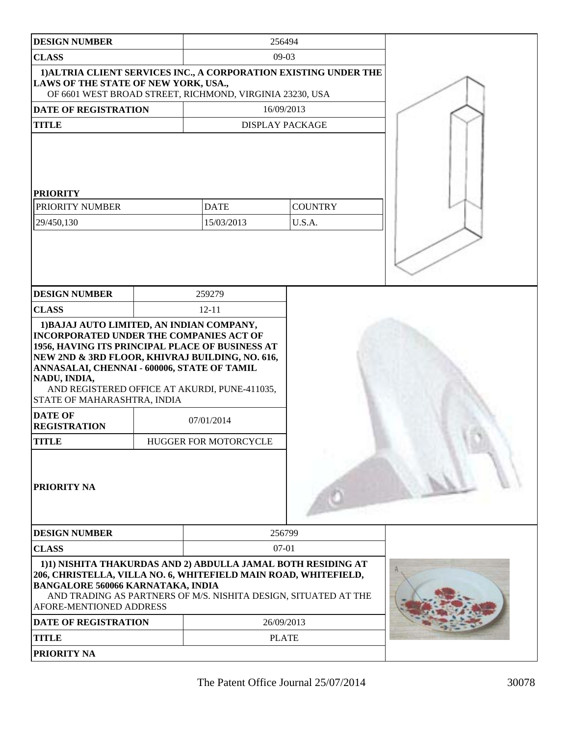| DESIGN NUMBER | 256494 | | |
|---|---|---|---|
| CLASS | 09-03 | | |
| **1)ALTRIA CLIENT SERVICES INC., A CORPORATION EXISTING UNDER THE LAWS OF THE STATE OF NEW YORK, USA.,** OF 6601 WEST BROAD STREET, RICHMOND, VIRGINIA 23230, USA | | | |
| DATE OF REGISTRATION | 16/09/2013 | | |
| TITLE | DISPLAY PACKAGE | | |
| **PRIORITY** | | | |
| PRIORITY NUMBER | DATE | COUNTRY | |
| 29/450,130 | 15/03/2013 | U.S.A. | |

| DESIGN NUMBER | 259279 |
|---|---|
| CLASS | 12-11 |
| **1)BAJAJ AUTO LIMITED, AN INDIAN COMPANY, INCORPORATED UNDER THE COMPANIES ACT OF 1956, HAVING ITS PRINCIPAL PLACE OF BUSINESS AT NEW 2ND & 3RD FLOOR, KHIVRAJ BUILDING, NO. 616, ANNASALAI, CHENNAI - 600006, STATE OF TAMIL NADU, INDIA,** AND REGISTERED OFFICE AT AKURDI, PUNE-411035, STATE OF MAHARASHTRA, INDIA | |
| DATE OF REGISTRATION | 07/01/2014 |
| TITLE | HUGGER FOR MOTORCYCLE |
| PRIORITY NA | |

| DESIGN NUMBER | 256799 |
|---|---|
| CLASS | 07-01 |
| **1)1) NISHITA THAKURDAS AND 2) ABDULLA JAMAL BOTH RESIDING AT 206, CHRISTELLA, VILLA NO. 6, WHITEFIELD MAIN ROAD, WHITEFIELD, BANGALORE 560066 KARNATAKA, INDIA** AND TRADING AS PARTNERS OF M/S. NISHITA DESIGN, SITUATED AT THE AFORE-MENTIONED ADDRESS | |
| DATE OF REGISTRATION | 26/09/2013 |
| TITLE | PLATE |
| PRIORITY NA | |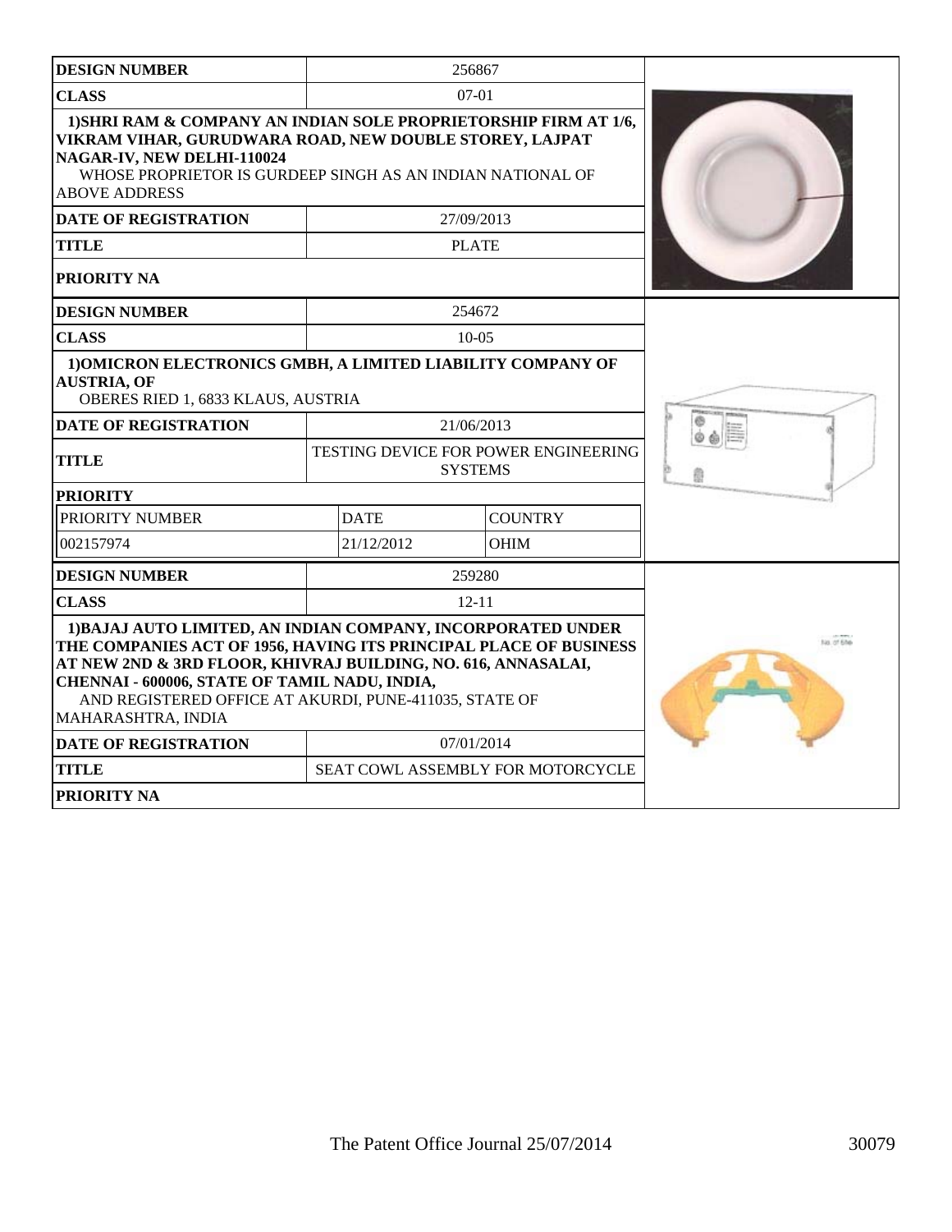| DESIGN NUMBER | 256867 |
|---|---|
| CLASS | 07-01 |
| **1)SHRI RAM & COMPANY AN INDIAN SOLE PROPRIETORSHIP FIRM AT 1/6, VIKRAM VIHAR, GURUDWARA ROAD, NEW DOUBLE STOREY, LAJPAT NAGAR-IV, NEW DELHI-110024** WHOSE PROPRIETOR IS GURDEEP SINGH AS AN INDIAN NATIONAL OF ABOVE ADDRESS | |
| DATE OF REGISTRATION | 27/09/2013 |
| TITLE | PLATE |
| PRIORITY NA | |

| DESIGN NUMBER | 254672 |
|---|---|
| CLASS | 10-05 |
| **1)OMICRON ELECTRONICS GMBH, A LIMITED LIABILITY COMPANY OF AUSTRIA, OF** OBERES RIED 1, 6833 KLAUS, AUSTRIA | |
| DATE OF REGISTRATION | 21/06/2013 |
| TITLE | TESTING DEVICE FOR POWER ENGINEERING SYSTEMS |
| PRIORITY | |

| PRIORITY NUMBER | DATE | COUNTRY |
|---|---|---|
| 002157974 | 21/12/2012 | OHIM |

| DESIGN NUMBER | 259280 |
|---|---|
| CLASS | 12-11 |
| **1)BAJAJ AUTO LIMITED, AN INDIAN COMPANY, INCORPORATED UNDER THE COMPANIES ACT OF 1956, HAVING ITS PRINCIPAL PLACE OF BUSINESS AT NEW 2ND & 3RD FLOOR, KHIVRAJ BUILDING, NO. 616, ANNASALAI, CHENNAI - 600006, STATE OF TAMIL NADU, INDIA,** AND REGISTERED OFFICE AT AKURDI, PUNE-411035, STATE OF MAHARASHTRA, INDIA | |
| DATE OF REGISTRATION | 07/01/2014 |
| TITLE | SEAT COWL ASSEMBLY FOR MOTORCYCLE |
| PRIORITY NA | |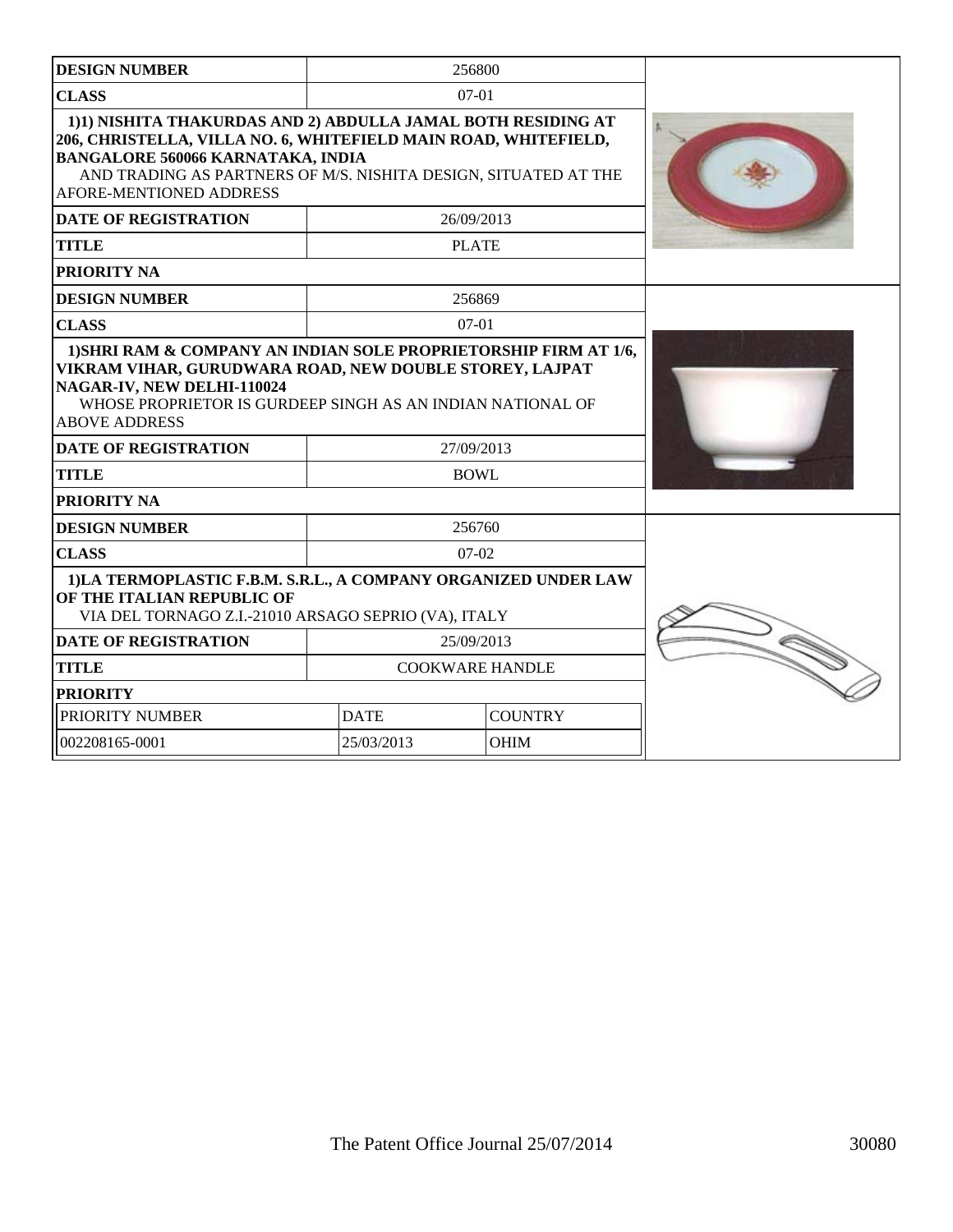| DESIGN NUMBER | 256800 |
|---|---|
| CLASS | 07-01 |
| 1)1) NISHITA THAKURDAS AND 2) ABDULLA JAMAL BOTH RESIDING AT 206, CHRISTELLA, VILLA NO. 6, WHITEFIELD MAIN ROAD, WHITEFIELD, BANGALORE 560066 KARNATAKA, INDIA AND TRADING AS PARTNERS OF M/S. NISHITA DESIGN, SITUATED AT THE AFORE-MENTIONED ADDRESS | |
| DATE OF REGISTRATION | 26/09/2013 |
| TITLE | PLATE |
| PRIORITY NA | |

| DESIGN NUMBER | 256869 |
|---|---|
| CLASS | 07-01 |
| 1)SHRI RAM & COMPANY AN INDIAN SOLE PROPRIETORSHIP FIRM AT 1/6, VIKRAM VIHAR, GURUDWARA ROAD, NEW DOUBLE STOREY, LAJPAT NAGAR-IV, NEW DELHI-110024 WHOSE PROPRIETOR IS GURDEEP SINGH AS AN INDIAN NATIONAL OF ABOVE ADDRESS | |
| DATE OF REGISTRATION | 27/09/2013 |
| TITLE | BOWL |
| PRIORITY NA | |

| DESIGN NUMBER | 256760 |
|---|---|
| CLASS | 07-02 |
| 1)LA TERMOPLASTIC F.B.M. S.R.L., A COMPANY ORGANIZED UNDER LAW OF THE ITALIAN REPUBLIC OF VIA DEL TORNAGO Z.I.-21010 ARSAGO SEPRIO (VA), ITALY | |
| DATE OF REGISTRATION | 25/09/2013 |
| TITLE | COOKWARE HANDLE |
| PRIORITY | |

| PRIORITY NUMBER | DATE | COUNTRY |
|---|---|---|
| 002208165-0001 | 25/03/2013 | OHIM |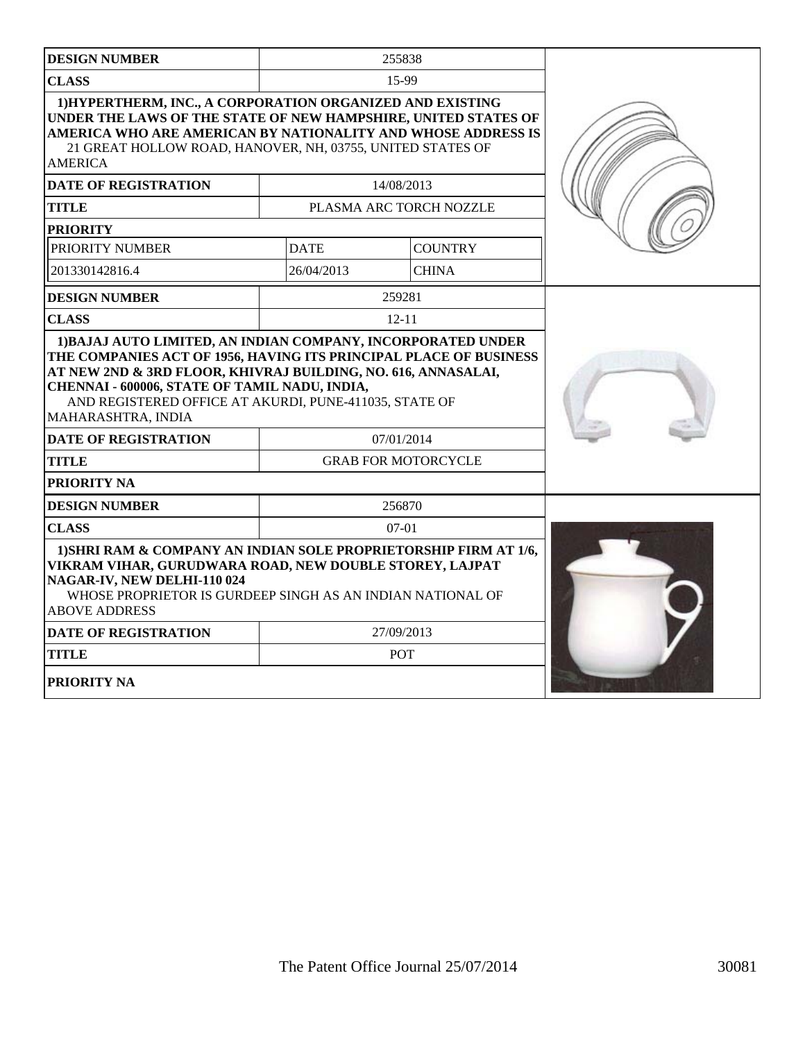| DESIGN NUMBER | 255838 | |
|---|---|---|
| CLASS | 15-99 | |
| 1)HYPERTHERM, INC., A CORPORATION ORGANIZED AND EXISTING UNDER THE LAWS OF THE STATE OF NEW HAMPSHIRE, UNITED STATES OF AMERICA WHO ARE AMERICAN BY NATIONALITY AND WHOSE ADDRESS IS 21 GREAT HOLLOW ROAD, HANOVER, NH, 03755, UNITED STATES OF AMERICA | | |
| DATE OF REGISTRATION | 14/08/2013 | |
| TITLE | PLASMA ARC TORCH NOZZLE | |
| PRIORITY | | |
| PRIORITY NUMBER | DATE | COUNTRY |
| 201330142816.4 | 26/04/2013 | CHINA |

| DESIGN NUMBER | 259281 |
|---|---|
| CLASS | 12-11 |
| 1)BAJAJ AUTO LIMITED, AN INDIAN COMPANY, INCORPORATED UNDER THE COMPANIES ACT OF 1956, HAVING ITS PRINCIPAL PLACE OF BUSINESS AT NEW 2ND & 3RD FLOOR, KHIVRAJ BUILDING, NO. 616, ANNASALAI, CHENNAI - 600006, STATE OF TAMIL NADU, INDIA, AND REGISTERED OFFICE AT AKURDI, PUNE-411035, STATE OF MAHARASHTRA, INDIA | |
| DATE OF REGISTRATION | 07/01/2014 |
| TITLE | GRAB FOR MOTORCYCLE |
| PRIORITY NA | |

| DESIGN NUMBER | 256870 |
|---|---|
| CLASS | 07-01 |
| 1)SHRI RAM & COMPANY AN INDIAN SOLE PROPRIETORSHIP FIRM AT 1/6, VIKRAM VIHAR, GURUDWARA ROAD, NEW DOUBLE STOREY, LAJPAT NAGAR-IV, NEW DELHI-110 024 WHOSE PROPRIETOR IS GURDEEP SINGH AS AN INDIAN NATIONAL OF ABOVE ADDRESS | |
| DATE OF REGISTRATION | 27/09/2013 |
| TITLE | POT |
| PRIORITY NA | |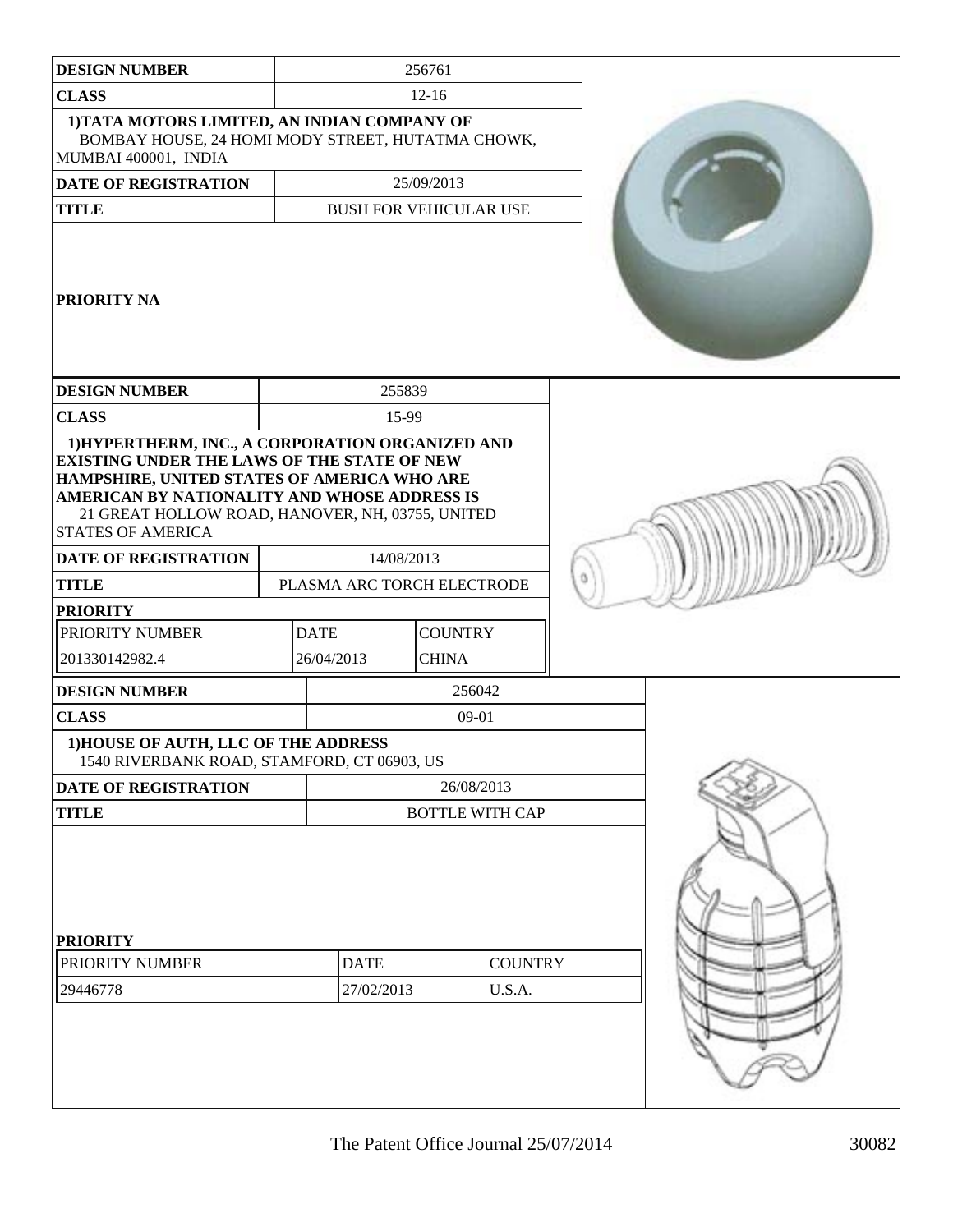| DESIGN NUMBER | 256761 |
| --- | --- |
| CLASS | 12-16 |
| 1)TATA MOTORS LIMITED, AN INDIAN COMPANY OF BOMBAY HOUSE, 24 HOMI MODY STREET, HUTATMA CHOWK, MUMBAI 400001, INDIA | |
| DATE OF REGISTRATION | 25/09/2013 |
| TITLE | BUSH FOR VEHICULAR USE |
| PRIORITY NA | |

| DESIGN NUMBER | 255839 |
| --- | --- |
| CLASS | 15-99 |
| 1)HYPERTHERM, INC., A CORPORATION ORGANIZED AND EXISTING UNDER THE LAWS OF THE STATE OF NEW HAMPSHIRE, UNITED STATES OF AMERICA WHO ARE AMERICAN BY NATIONALITY AND WHOSE ADDRESS IS 21 GREAT HOLLOW ROAD, HANOVER, NH, 03755, UNITED STATES OF AMERICA | |
| DATE OF REGISTRATION | 14/08/2013 |
| TITLE | PLASMA ARC TORCH ELECTRODE |

**PRIORITY**

| PRIORITY NUMBER | DATE | COUNTRY |
| --- | --- | --- |
| 201330142982.4 | 26/04/2013 | CHINA |

| DESIGN NUMBER | 256042 |
| --- | --- |
| CLASS | 09-01 |
| 1)HOUSE OF AUTH, LLC OF THE ADDRESS 1540 RIVERBANK ROAD, STAMFORD, CT 06903, US | |
| DATE OF REGISTRATION | 26/08/2013 |
| TITLE | BOTTLE WITH CAP |

**PRIORITY**

| PRIORITY NUMBER | DATE | COUNTRY |
| --- | --- | --- |
| 29446778 | 27/02/2013 | U.S.A. |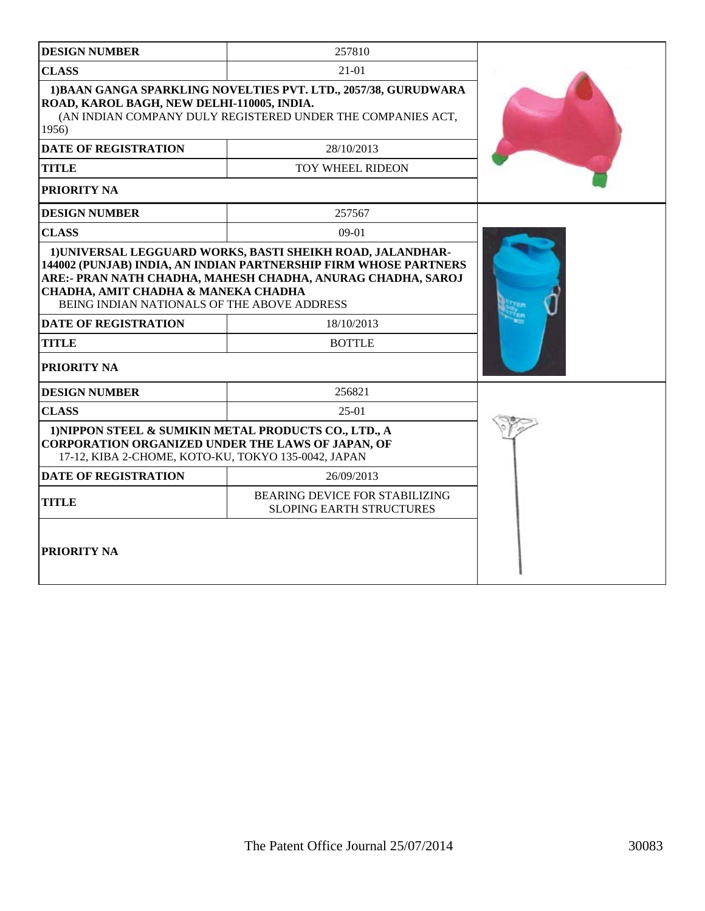| DESIGN NUMBER | 257810 |
| --- | --- |
| CLASS | 21-01 |
| 1)BAAN GANGA SPARKLING NOVELTIES PVT. LTD., 2057/38, GURUDWARA ROAD, KAROL BAGH, NEW DELHI-110005, INDIA. (AN INDIAN COMPANY DULY REGISTERED UNDER THE COMPANIES ACT, 1956) | |
| DATE OF REGISTRATION | 28/10/2013 |
| TITLE | TOY WHEEL RIDEON |
| PRIORITY NA | |

| DESIGN NUMBER | 257567 |
| --- | --- |
| CLASS | 09-01 |
| 1)UNIVERSAL LEGGUARD WORKS, BASTI SHEIKH ROAD, JALANDHAR-144002 (PUNJAB) INDIA, AN INDIAN PARTNERSHIP FIRM WHOSE PARTNERS ARE:- PRAN NATH CHADHA, MAHESH CHADHA, ANURAG CHADHA, SAROJ CHADHA, AMIT CHADHA & MANEKA CHADHA BEING INDIAN NATIONALS OF THE ABOVE ADDRESS | |
| DATE OF REGISTRATION | 18/10/2013 |
| TITLE | BOTTLE |
| PRIORITY NA | |

| DESIGN NUMBER | 256821 |
| --- | --- |
| CLASS | 25-01 |
| 1)NIPPON STEEL & SUMIKIN METAL PRODUCTS CO., LTD., A CORPORATION ORGANIZED UNDER THE LAWS OF JAPAN, OF 17-12, KIBA 2-CHOME, KOTO-KU, TOKYO 135-0042, JAPAN | |
| DATE OF REGISTRATION | 26/09/2013 |
| TITLE | BEARING DEVICE FOR STABILIZING SLOPING EARTH STRUCTURES |
| PRIORITY NA | |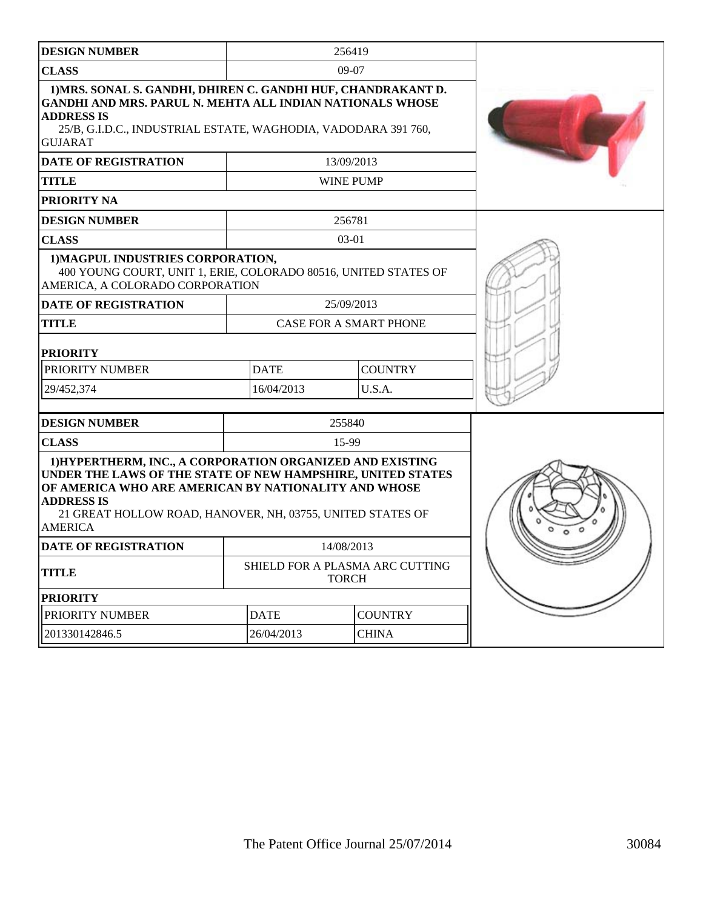| DESIGN NUMBER | 256419 |
| --- | --- |
| CLASS | 09-07 |
| **1)MRS. SONAL S. GANDHI, DHIREN C. GANDHI HUF, CHANDRAKANT D. GANDHI AND MRS. PARUL N. MEHTA ALL INDIAN NATIONALS WHOSE ADDRESS IS** 25/B, G.I.D.C., INDUSTRIAL ESTATE, WAGHODIA, VADODARA 391 760, GUJARAT | |
| DATE OF REGISTRATION | 13/09/2013 |
| TITLE | WINE PUMP |
| PRIORITY NA | |

| DESIGN NUMBER | 256781 |
| --- | --- |
| CLASS | 03-01 |
| **1)MAGPUL INDUSTRIES CORPORATION,** 400 YOUNG COURT, UNIT 1, ERIE, COLORADO 80516, UNITED STATES OF AMERICA, A COLORADO CORPORATION | |
| DATE OF REGISTRATION | 25/09/2013 |
| TITLE | CASE FOR A SMART PHONE |

**PRIORITY**

| PRIORITY NUMBER | DATE | COUNTRY |
| --- | --- | --- |
| 29/452,374 | 16/04/2013 | U.S.A. |

| DESIGN NUMBER | 255840 |
| --- | --- |
| CLASS | 15-99 |
| **1)HYPERTHERM, INC., A CORPORATION ORGANIZED AND EXISTING UNDER THE LAWS OF THE STATE OF NEW HAMPSHIRE, UNITED STATES OF AMERICA WHO ARE AMERICAN BY NATIONALITY AND WHOSE ADDRESS IS** 21 GREAT HOLLOW ROAD, HANOVER, NH, 03755, UNITED STATES OF AMERICA | |
| DATE OF REGISTRATION | 14/08/2013 |
| TITLE | SHIELD FOR A PLASMA ARC CUTTING TORCH |

**PRIORITY**

| PRIORITY NUMBER | DATE | COUNTRY |
| --- | --- | --- |
| 201330142846.5 | 26/04/2013 | CHINA |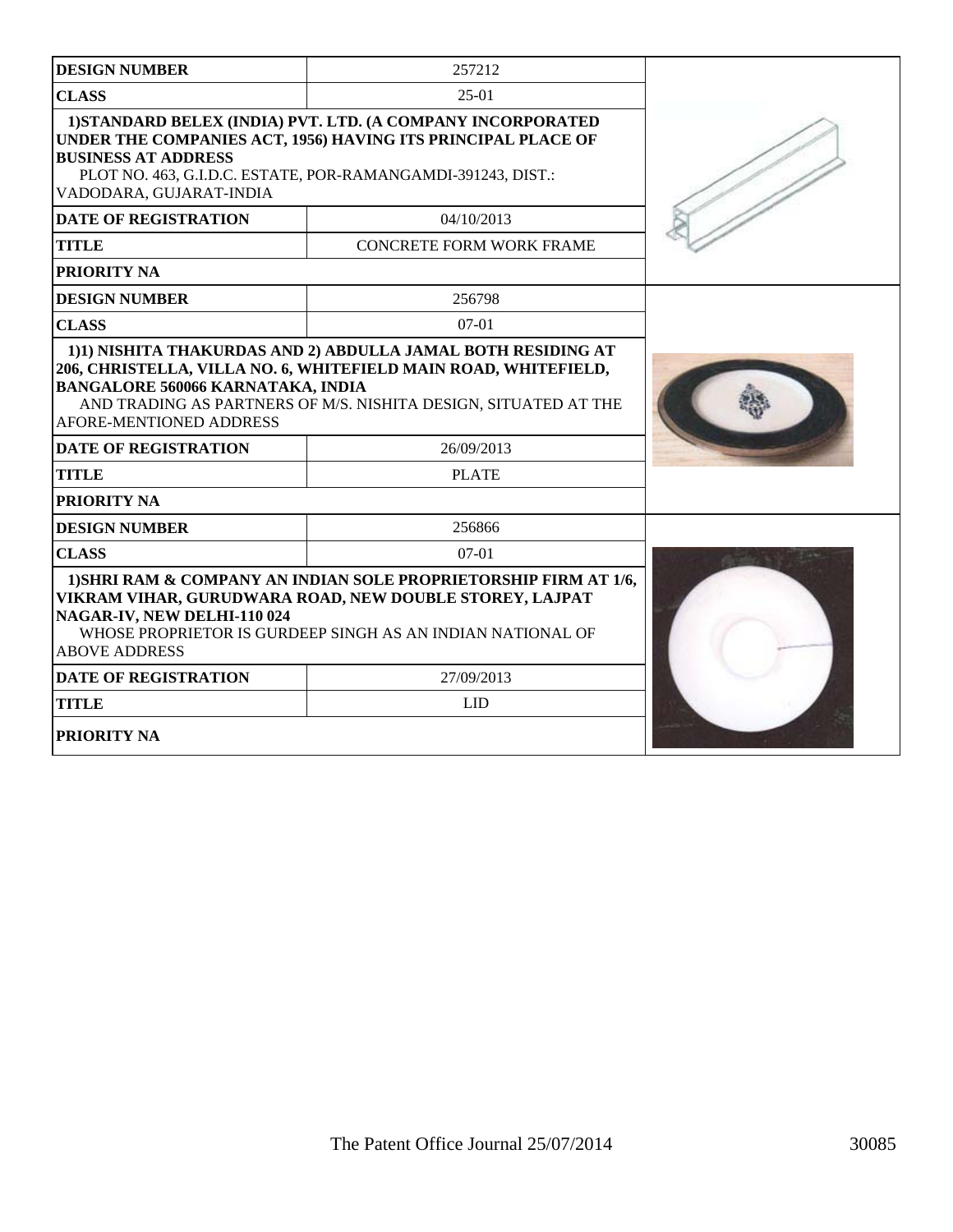| DESIGN NUMBER | 257212 |
|---|---|
| CLASS | 25-01 |
| 1)STANDARD BELEX (INDIA) PVT. LTD. (A COMPANY INCORPORATED UNDER THE COMPANIES ACT, 1956) HAVING ITS PRINCIPAL PLACE OF BUSINESS AT ADDRESS PLOT NO. 463, G.I.D.C. ESTATE, POR-RAMANGAMDI-391243, DIST.: VADODARA, GUJARAT-INDIA | |
| DATE OF REGISTRATION | 04/10/2013 |
| TITLE | CONCRETE FORM WORK FRAME |
| PRIORITY NA | |

| DESIGN NUMBER | 256798 |
|---|---|
| CLASS | 07-01 |
| 1)1) NISHITA THAKURDAS AND 2) ABDULLA JAMAL BOTH RESIDING AT 206, CHRISTELLA, VILLA NO. 6, WHITEFIELD MAIN ROAD, WHITEFIELD, BANGALORE 560066 KARNATAKA, INDIA AND TRADING AS PARTNERS OF M/S. NISHITA DESIGN, SITUATED AT THE AFORE-MENTIONED ADDRESS | |
| DATE OF REGISTRATION | 26/09/2013 |
| TITLE | PLATE |
| PRIORITY NA | |

| DESIGN NUMBER | 256866 |
|---|---|
| CLASS | 07-01 |
| 1)SHRI RAM & COMPANY AN INDIAN SOLE PROPRIETORSHIP FIRM AT 1/6, VIKRAM VIHAR, GURUDWARA ROAD, NEW DOUBLE STOREY, LAJPAT NAGAR-IV, NEW DELHI-110 024 WHOSE PROPRIETOR IS GURDEEP SINGH AS AN INDIAN NATIONAL OF ABOVE ADDRESS | |
| DATE OF REGISTRATION | 27/09/2013 |
| TITLE | LID |
| PRIORITY NA | |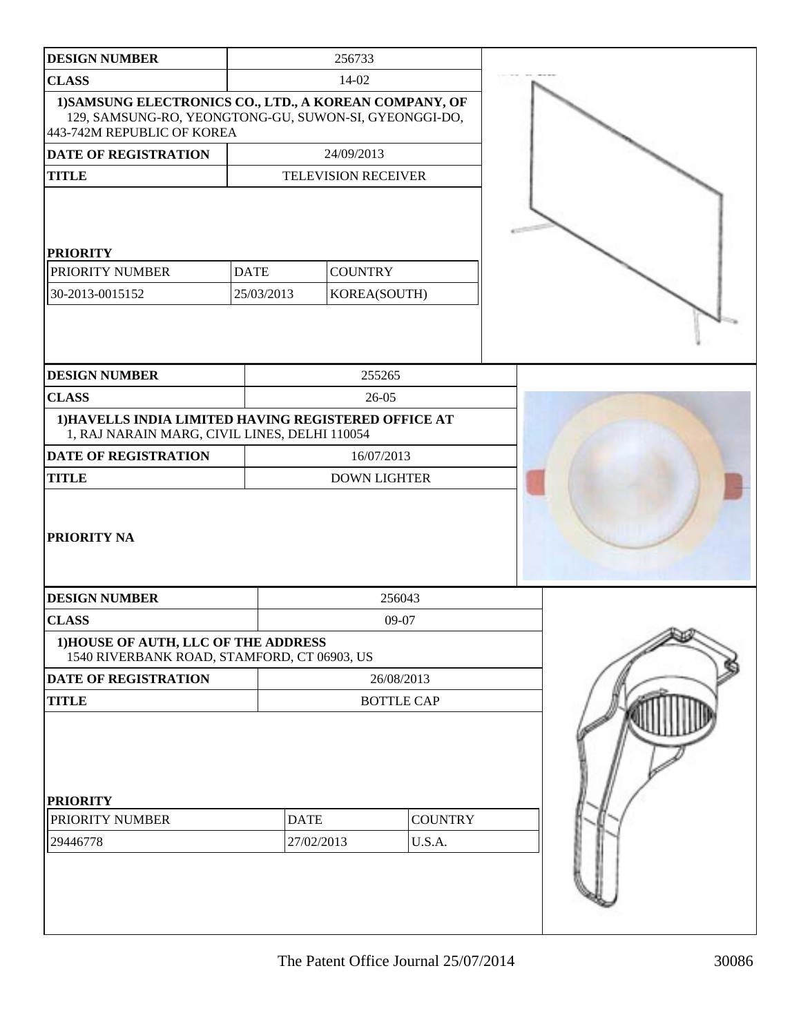| DESIGN NUMBER | 256733 |
| --- | --- |
| CLASS | 14-02 |
| 1)SAMSUNG ELECTRONICS CO., LTD., A KOREAN COMPANY, OF 129, SAMSUNG-RO, YEONGTONG-GU, SUWON-SI, GYEONGGI-DO, 443-742M REPUBLIC OF KOREA | |
| DATE OF REGISTRATION | 24/09/2013 |
| TITLE | TELEVISION RECEIVER |

**PRIORITY**

| PRIORITY NUMBER | DATE | COUNTRY |
| --- | --- | --- |
| 30-2013-0015152 | 25/03/2013 | KOREA(SOUTH) |

| DESIGN NUMBER | 255265 |
| --- | --- |
| CLASS | 26-05 |
| 1)HAVELLS INDIA LIMITED HAVING REGISTERED OFFICE AT 1, RAJ NARAIN MARG, CIVIL LINES, DELHI 110054 | |
| DATE OF REGISTRATION | 16/07/2013 |
| TITLE | DOWN LIGHTER |

**PRIORITY NA**

| DESIGN NUMBER | 256043 |
| --- | --- |
| CLASS | 09-07 |
| 1)HOUSE OF AUTH, LLC OF THE ADDRESS 1540 RIVERBANK ROAD, STAMFORD, CT 06903, US | |
| DATE OF REGISTRATION | 26/08/2013 |
| TITLE | BOTTLE CAP |

**PRIORITY**

| PRIORITY NUMBER | DATE | COUNTRY |
| --- | --- | --- |
| 29446778 | 27/02/2013 | U.S.A. |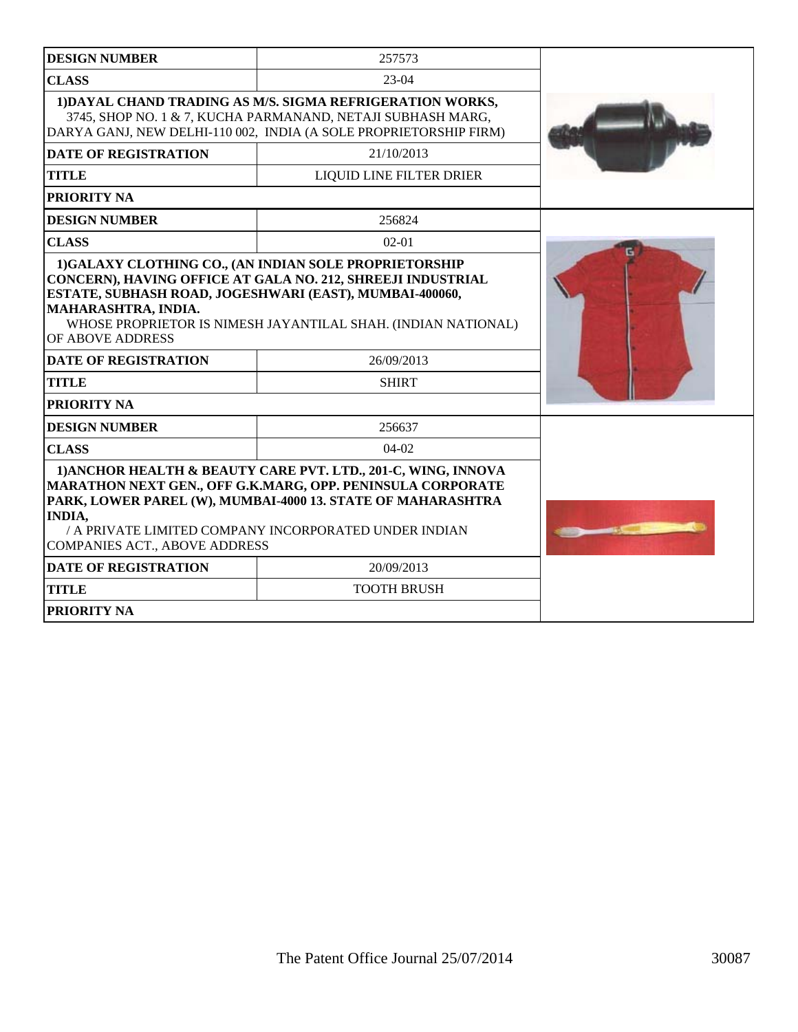| DESIGN NUMBER | 257573 |
|---|---|
| CLASS | 23-04 |
| 1)DAYAL CHAND TRADING AS M/S. SIGMA REFRIGERATION WORKS, 3745, SHOP NO. 1 & 7, KUCHA PARMANAND, NETAJI SUBHASH MARG, DARYA GANJ, NEW DELHI-110 002, INDIA (A SOLE PROPRIETORSHIP FIRM) | |
| DATE OF REGISTRATION | 21/10/2013 |
| TITLE | LIQUID LINE FILTER DRIER |
| PRIORITY NA | |

| DESIGN NUMBER | 256824 |
|---|---|
| CLASS | 02-01 |
| 1)GALAXY CLOTHING CO., (AN INDIAN SOLE PROPRIETORSHIP CONCERN), HAVING OFFICE AT GALA NO. 212, SHREEJI INDUSTRIAL ESTATE, SUBHASH ROAD, JOGESHWARI (EAST), MUMBAI-400060, MAHARASHTRA, INDIA. WHOSE PROPRIETOR IS NIMESH JAYANTILAL SHAH. (INDIAN NATIONAL) OF ABOVE ADDRESS | |
| DATE OF REGISTRATION | 26/09/2013 |
| TITLE | SHIRT |
| PRIORITY NA | |

| DESIGN NUMBER | 256637 |
|---|---|
| CLASS | 04-02 |
| 1)ANCHOR HEALTH & BEAUTY CARE PVT. LTD., 201-C, WING, INNOVA MARATHON NEXT GEN., OFF G.K.MARG, OPP. PENINSULA CORPORATE PARK, LOWER PAREL (W), MUMBAI-4000 13. STATE OF MAHARASHTRA INDIA, / A PRIVATE LIMITED COMPANY INCORPORATED UNDER INDIAN COMPANIES ACT., ABOVE ADDRESS | |
| DATE OF REGISTRATION | 20/09/2013 |
| TITLE | TOOTH BRUSH |
| PRIORITY NA | |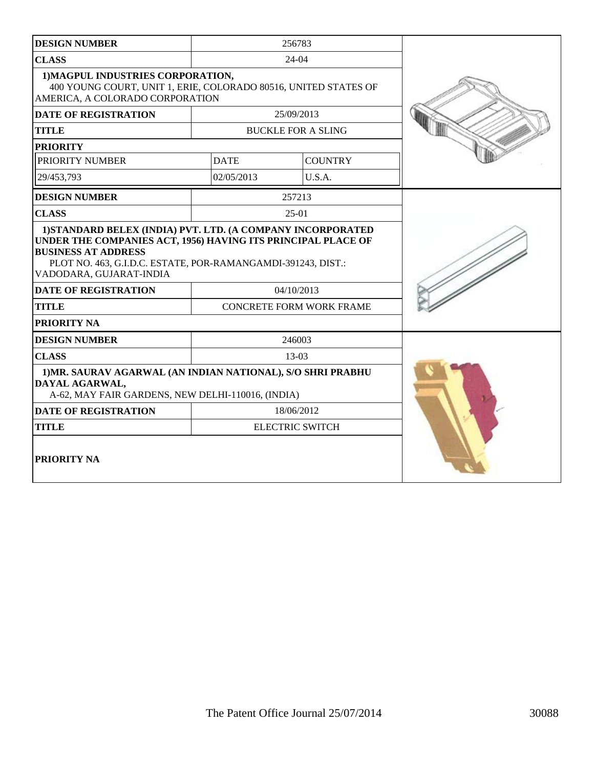| DESIGN NUMBER | 256783 | |
|---|---|---|
| CLASS | 24-04 | |
| 1)MAGPUL INDUSTRIES CORPORATION, 400 YOUNG COURT, UNIT 1, ERIE, COLORADO 80516, UNITED STATES OF AMERICA, A COLORADO CORPORATION | | |
| DATE OF REGISTRATION | 25/09/2013 | |
| TITLE | BUCKLE FOR A SLING | |
| PRIORITY | | |
| PRIORITY NUMBER | DATE | COUNTRY |
| 29/453,793 | 02/05/2013 | U.S.A. |

| DESIGN NUMBER | 257213 |
|---|---|
| CLASS | 25-01 |
| 1)STANDARD BELEX (INDIA) PVT. LTD. (A COMPANY INCORPORATED UNDER THE COMPANIES ACT, 1956) HAVING ITS PRINCIPAL PLACE OF BUSINESS AT ADDRESS PLOT NO. 463, G.I.D.C. ESTATE, POR-RAMANGAMDI-391243, DIST.: VADODARA, GUJARAT-INDIA | |
| DATE OF REGISTRATION | 04/10/2013 |
| TITLE | CONCRETE FORM WORK FRAME |
| PRIORITY NA | |

| DESIGN NUMBER | 246003 |
|---|---|
| CLASS | 13-03 |
| 1)MR. SAURAV AGARWAL (AN INDIAN NATIONAL), S/O SHRI PRABHU DAYAL AGARWAL, A-62, MAY FAIR GARDENS, NEW DELHI-110016, (INDIA) | |
| DATE OF REGISTRATION | 18/06/2012 |
| TITLE | ELECTRIC SWITCH |
| PRIORITY NA | |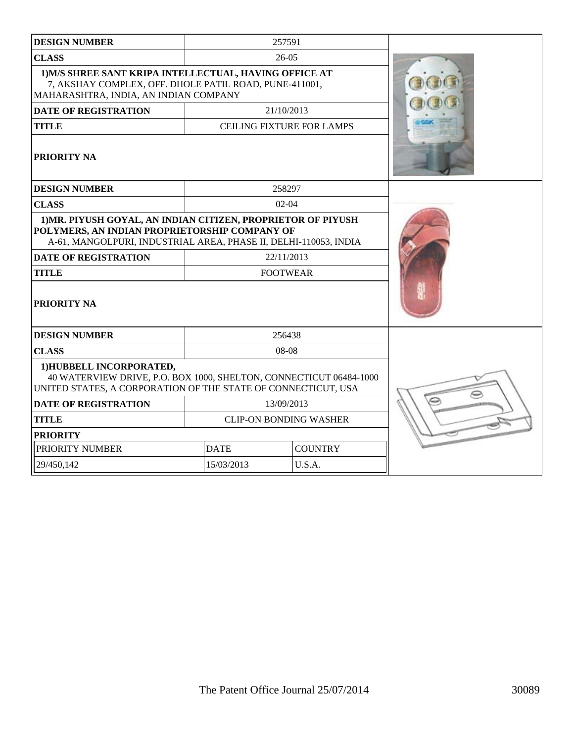| DESIGN NUMBER | 257591 | |
|---|---|---|
| CLASS | 26-05 | |
| 1)M/S SHREE SANT KRIPA INTELLECTUAL, HAVING OFFICE AT 7, AKSHAY COMPLEX, OFF. DHOLE PATIL ROAD, PUNE-411001, MAHARASHTRA, INDIA, AN INDIAN COMPANY | | |
| DATE OF REGISTRATION | 21/10/2013 | |
| TITLE | CEILING FIXTURE FOR LAMPS | |
| PRIORITY NA | | |

| DESIGN NUMBER | 258297 | |
|---|---|---|
| CLASS | 02-04 | |
| 1)MR. PIYUSH GOYAL, AN INDIAN CITIZEN, PROPRIETOR OF PIYUSH POLYMERS, AN INDIAN PROPRIETORSHIP COMPANY OF A-61, MANGOLPURI, INDUSTRIAL AREA, PHASE II, DELHI-110053, INDIA | | |
| DATE OF REGISTRATION | 22/11/2013 | |
| TITLE | FOOTWEAR | |
| PRIORITY NA | | |

| DESIGN NUMBER | 256438 | |
|---|---|---|
| CLASS | 08-08 | |
| 1)HUBBELL INCORPORATED, 40 WATERVIEW DRIVE, P.O. BOX 1000, SHELTON, CONNECTICUT 06484-1000 UNITED STATES, A CORPORATION OF THE STATE OF CONNECTICUT, USA | | |
| DATE OF REGISTRATION | 13/09/2013 | |
| TITLE | CLIP-ON BONDING WASHER | |
| PRIORITY | | |
| PRIORITY NUMBER | DATE | COUNTRY |
| 29/450,142 | 15/03/2013 | U.S.A. |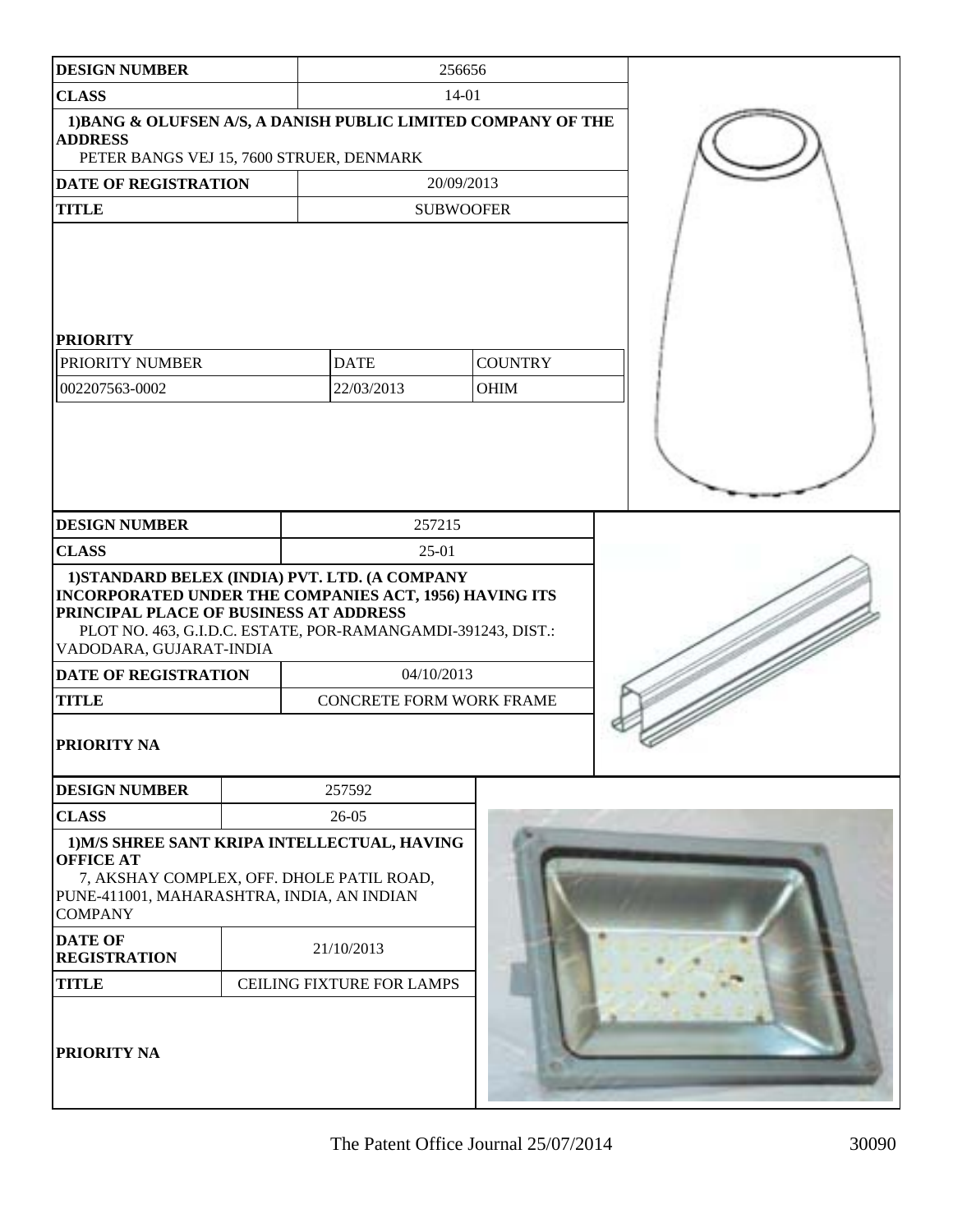| DESIGN NUMBER | 256656 | |
|---|---|---|
| CLASS | 14-01 | |
| 1)BANG & OLUFSEN A/S, A DANISH PUBLIC LIMITED COMPANY OF THE ADDRESS<br>PETER BANGS VEJ 15, 7600 STRUER, DENMARK | | |
| DATE OF REGISTRATION | 20/09/2013 | |
| TITLE | SUBWOOFER | |
| **PRIORITY** | | |
| PRIORITY NUMBER | DATE | COUNTRY |
| 002207563-0002 | 22/03/2013 | OHIM |

| DESIGN NUMBER | 257215 |
|---|---|
| CLASS | 25-01 |
| 1)STANDARD BELEX (INDIA) PVT. LTD. (A COMPANY INCORPORATED UNDER THE COMPANIES ACT, 1956) HAVING ITS PRINCIPAL PLACE OF BUSINESS AT ADDRESS<br>PLOT NO. 463, G.I.D.C. ESTATE, POR-RAMANGAMDI-391243, DIST.: VADODARA, GUJARAT-INDIA | |
| DATE OF REGISTRATION | 04/10/2013 |
| TITLE | CONCRETE FORM WORK FRAME |
| PRIORITY NA | |

| DESIGN NUMBER | 257592 |
|---|---|
| CLASS | 26-05 |
| 1)M/S SHREE SANT KRIPA INTELLECTUAL, HAVING OFFICE AT<br>7, AKSHAY COMPLEX, OFF. DHOLE PATIL ROAD, PUNE-411001, MAHARASHTRA, INDIA, AN INDIAN COMPANY | |
| DATE OF REGISTRATION | 21/10/2013 |
| TITLE | CEILING FIXTURE FOR LAMPS |
| PRIORITY NA | |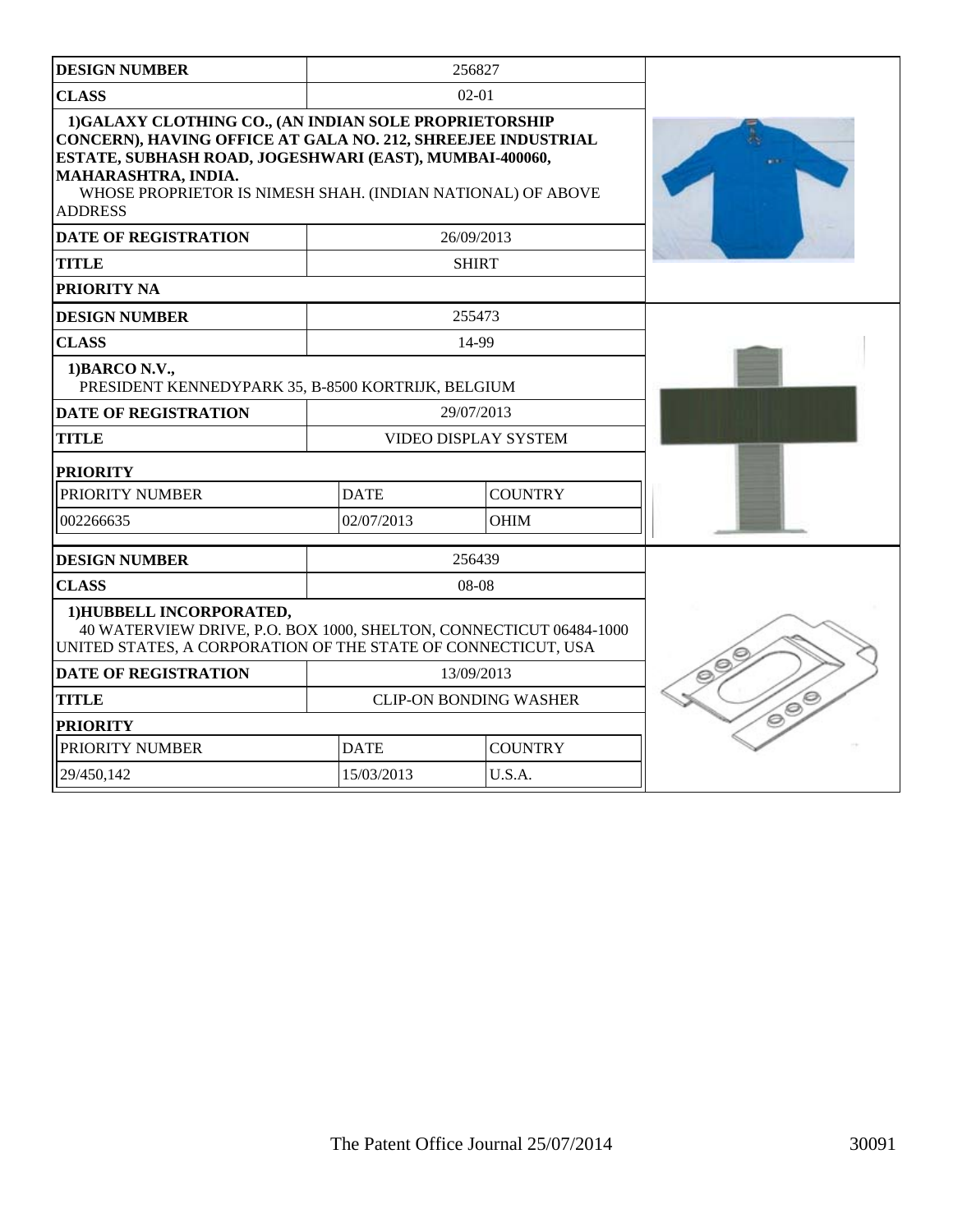| DESIGN NUMBER | 256827 | |
|---|---|---|
| CLASS | 02-01 | |
| **1)GALAXY CLOTHING CO., (AN INDIAN SOLE PROPRIETORSHIP CONCERN), HAVING OFFICE AT GALA NO. 212, SHREEJEE INDUSTRIAL ESTATE, SUBHASH ROAD, JOGESHWARI (EAST), MUMBAI-400060, MAHARASHTRA, INDIA.** WHOSE PROPRIETOR IS NIMESH SHAH. (INDIAN NATIONAL) OF ABOVE ADDRESS | | |
| DATE OF REGISTRATION | 26/09/2013 | |
| TITLE | SHIRT | |
| PRIORITY NA | | |

| DESIGN NUMBER | 255473 | |
|---|---|---|
| CLASS | 14-99 | |
| **1)BARCO N.V.,** PRESIDENT KENNEDYPARK 35, B-8500 KORTRIJK, BELGIUM | | |
| DATE OF REGISTRATION | 29/07/2013 | |
| TITLE | VIDEO DISPLAY SYSTEM | |
| PRIORITY | | |
| PRIORITY NUMBER | DATE | COUNTRY |
| 002266635 | 02/07/2013 | OHIM |

| DESIGN NUMBER | 256439 | |
|---|---|---|
| CLASS | 08-08 | |
| **1)HUBBELL INCORPORATED,** 40 WATERVIEW DRIVE, P.O. BOX 1000, SHELTON, CONNECTICUT 06484-1000 UNITED STATES, A CORPORATION OF THE STATE OF CONNECTICUT, USA | | |
| DATE OF REGISTRATION | 13/09/2013 | |
| TITLE | CLIP-ON BONDING WASHER | |
| PRIORITY | | |
| PRIORITY NUMBER | DATE | COUNTRY |
| 29/450,142 | 15/03/2013 | U.S.A. |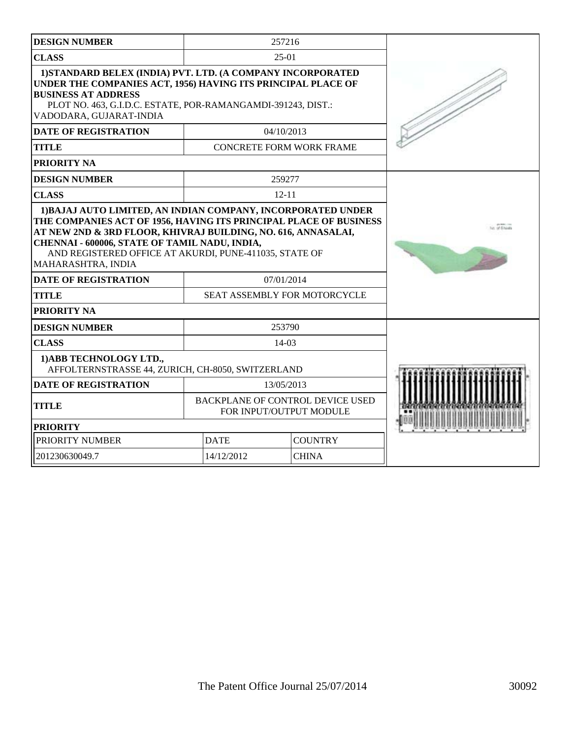| DESIGN NUMBER | 257216 |
| --- | --- |
| CLASS | 25-01 |
| 1)STANDARD BELEX (INDIA) PVT. LTD. (A COMPANY INCORPORATED UNDER THE COMPANIES ACT, 1956) HAVING ITS PRINCIPAL PLACE OF BUSINESS AT ADDRESS PLOT NO. 463, G.I.D.C. ESTATE, POR-RAMANGAMDI-391243, DIST.: VADODARA, GUJARAT-INDIA | |
| DATE OF REGISTRATION | 04/10/2013 |
| TITLE | CONCRETE FORM WORK FRAME |
| PRIORITY NA | |

| DESIGN NUMBER | 259277 |
| --- | --- |
| CLASS | 12-11 |
| 1)BAJAJ AUTO LIMITED, AN INDIAN COMPANY, INCORPORATED UNDER THE COMPANIES ACT OF 1956, HAVING ITS PRINCIPAL PLACE OF BUSINESS AT NEW 2ND & 3RD FLOOR, KHIVRAJ BUILDING, NO. 616, ANNASALAI, CHENNAI - 600006, STATE OF TAMIL NADU, INDIA, AND REGISTERED OFFICE AT AKURDI, PUNE-411035, STATE OF MAHARASHTRA, INDIA | |
| DATE OF REGISTRATION | 07/01/2014 |
| TITLE | SEAT ASSEMBLY FOR MOTORCYCLE |
| PRIORITY NA | |

| DESIGN NUMBER | 253790 | |
| --- | --- | --- |
| CLASS | 14-03 | |
| 1)ABB TECHNOLOGY LTD., AFFOLTERNSTRASSE 44, ZURICH, CH-8050, SWITZERLAND | | |
| DATE OF REGISTRATION | 13/05/2013 | |
| TITLE | BACKPLANE OF CONTROL DEVICE USED FOR INPUT/OUTPUT MODULE | |
| PRIORITY | | |
| PRIORITY NUMBER | DATE | COUNTRY |
| 201230630049.7 | 14/12/2012 | CHINA |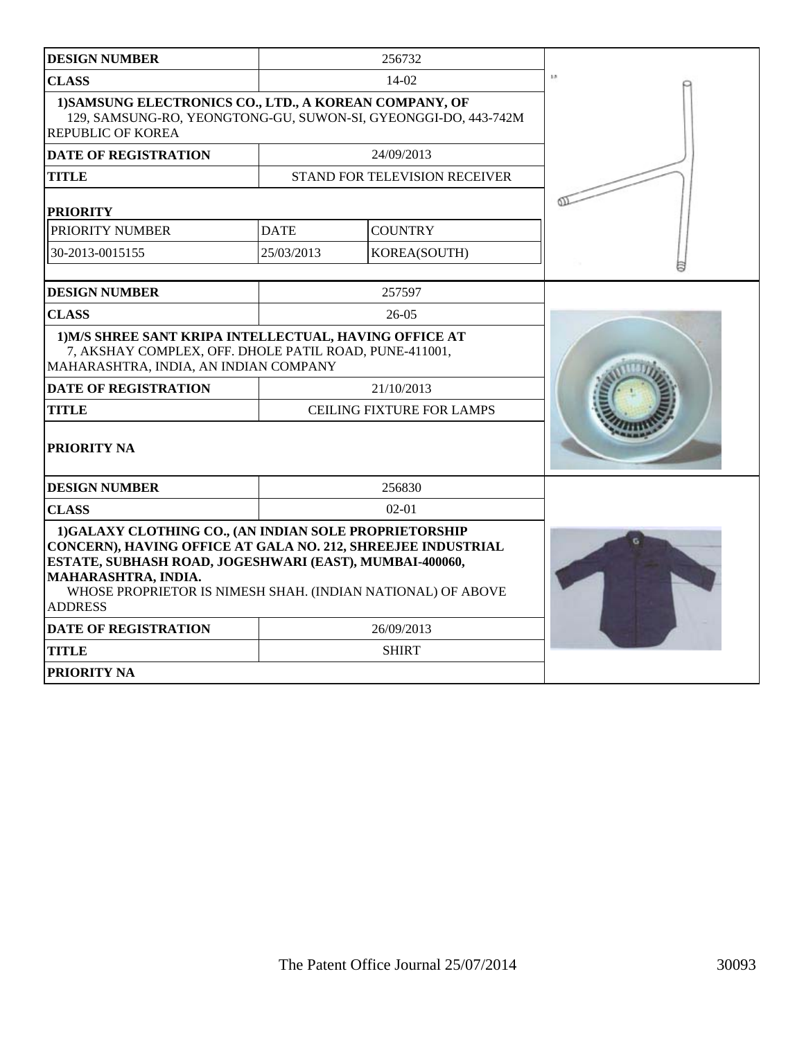| DESIGN NUMBER | 256732 | |
|---|---|---|
| CLASS | 14-02 | |
| 1)SAMSUNG ELECTRONICS CO., LTD., A KOREAN COMPANY, OF 129, SAMSUNG-RO, YEONGTONG-GU, SUWON-SI, GYEONGGI-DO, 443-742M REPUBLIC OF KOREA | | |
| DATE OF REGISTRATION | 24/09/2013 | |
| TITLE | STAND FOR TELEVISION RECEIVER | |
| PRIORITY | | |
| PRIORITY NUMBER | DATE | COUNTRY |
| 30-2013-0015155 | 25/03/2013 | KOREA(SOUTH) |

| DESIGN NUMBER | 257597 |
|---|---|
| CLASS | 26-05 |
| 1)M/S SHREE SANT KRIPA INTELLECTUAL, HAVING OFFICE AT 7, AKSHAY COMPLEX, OFF. DHOLE PATIL ROAD, PUNE-411001, MAHARASHTRA, INDIA, AN INDIAN COMPANY | |
| DATE OF REGISTRATION | 21/10/2013 |
| TITLE | CEILING FIXTURE FOR LAMPS |
| PRIORITY NA | |

| DESIGN NUMBER | 256830 |
|---|---|
| CLASS | 02-01 |
| 1)GALAXY CLOTHING CO., (AN INDIAN SOLE PROPRIETORSHIP CONCERN), HAVING OFFICE AT GALA NO. 212, SHREEJEE INDUSTRIAL ESTATE, SUBHASH ROAD, JOGESHWARI (EAST), MUMBAI-400060, MAHARASHTRA, INDIA. WHOSE PROPRIETOR IS NIMESH SHAH. (INDIAN NATIONAL) OF ABOVE ADDRESS | |
| DATE OF REGISTRATION | 26/09/2013 |
| TITLE | SHIRT |
| PRIORITY NA | |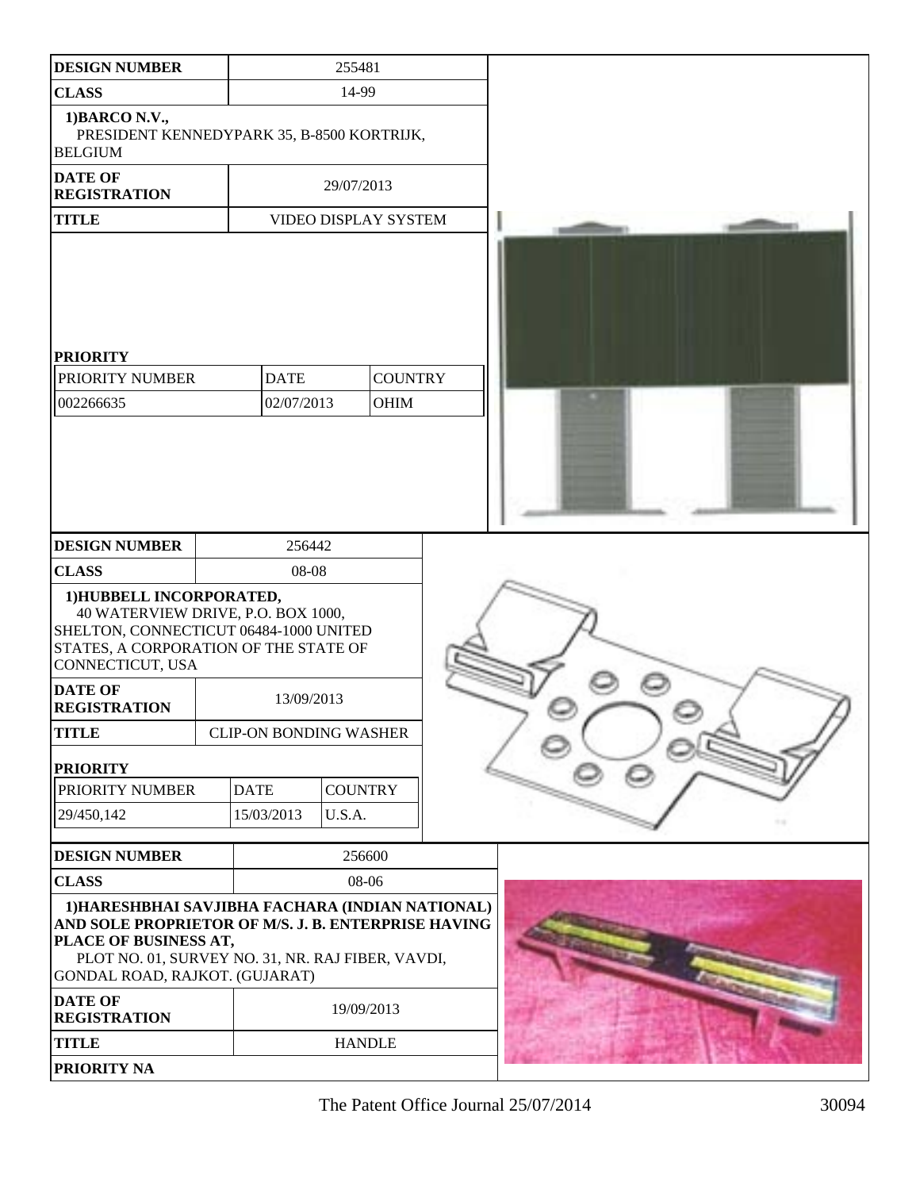| DESIGN NUMBER | 255481 |
|---|---|
| CLASS | 14-99 |
| 1)BARCO N.V., PRESIDENT KENNEDYPARK 35, B-8500 KORTRIJK, BELGIUM | |
| DATE OF REGISTRATION | 29/07/2013 |
| TITLE | VIDEO DISPLAY SYSTEM |

**PRIORITY**

| PRIORITY NUMBER | DATE | COUNTRY |
|---|---|---|
| 002266635 | 02/07/2013 | OHIM |

| DESIGN NUMBER | 256442 |
|---|---|
| CLASS | 08-08 |
| 1)HUBBELL INCORPORATED, 40 WATERVIEW DRIVE, P.O. BOX 1000, SHELTON, CONNECTICUT 06484-1000 UNITED STATES, A CORPORATION OF THE STATE OF CONNECTICUT, USA | |
| DATE OF REGISTRATION | 13/09/2013 |
| TITLE | CLIP-ON BONDING WASHER |

**PRIORITY**

| PRIORITY NUMBER | DATE | COUNTRY |
|---|---|---|
| 29/450,142 | 15/03/2013 | U.S.A. |

| DESIGN NUMBER | 256600 |
|---|---|
| CLASS | 08-06 |
| 1)HARESHBHAI SAVJIBHA FACHARA (INDIAN NATIONAL) AND SOLE PROPRIETOR OF M/S. J. B. ENTERPRISE HAVING PLACE OF BUSINESS AT, PLOT NO. 01, SURVEY NO. 31, NR. RAJ FIBER, VAVDI, GONDAL ROAD, RAJKOT. (GUJARAT) | |
| DATE OF REGISTRATION | 19/09/2013 |
| TITLE | HANDLE |
| PRIORITY NA | |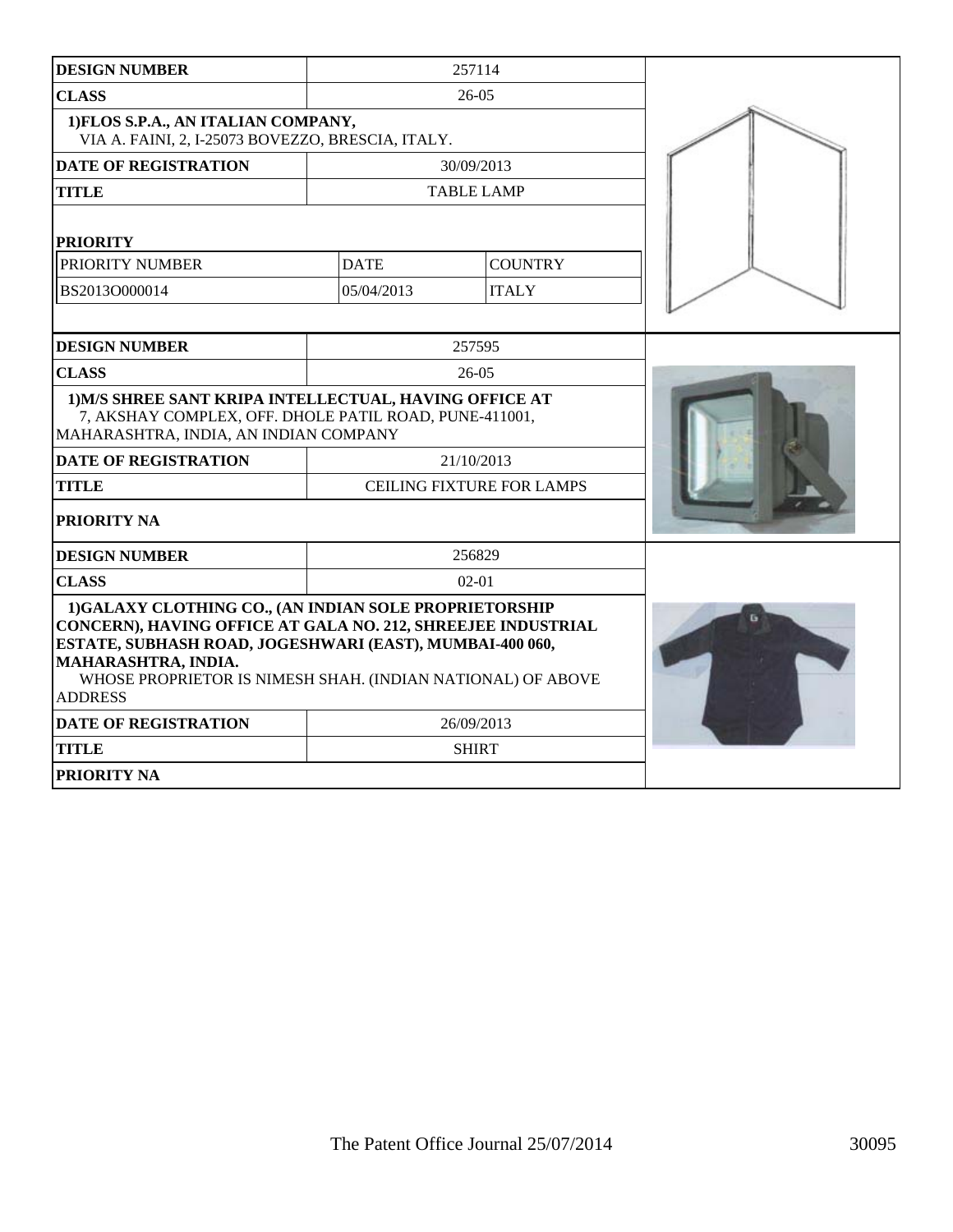| DESIGN NUMBER | 257114 | |
|---|---|---|
| CLASS | 26-05 | |
| **1)FLOS S.P.A., AN ITALIAN COMPANY,** VIA A. FAINI, 2, I-25073 BOVEZZO, BRESCIA, ITALY. | | |
| DATE OF REGISTRATION | 30/09/2013 | |
| TITLE | TABLE LAMP | |
| **PRIORITY** | | |
| PRIORITY NUMBER | DATE | COUNTRY |
| BS2013O000014 | 05/04/2013 | ITALY |

| DESIGN NUMBER | 257595 |
|---|---|
| CLASS | 26-05 |
| **1)M/S SHREE SANT KRIPA INTELLECTUAL, HAVING OFFICE AT** 7, AKSHAY COMPLEX, OFF. DHOLE PATIL ROAD, PUNE-411001, MAHARASHTRA, INDIA, AN INDIAN COMPANY | |
| DATE OF REGISTRATION | 21/10/2013 |
| TITLE | CEILING FIXTURE FOR LAMPS |
| **PRIORITY NA** | |

| DESIGN NUMBER | 256829 |
|---|---|
| CLASS | 02-01 |
| **1)GALAXY CLOTHING CO., (AN INDIAN SOLE PROPRIETORSHIP CONCERN), HAVING OFFICE AT GALA NO. 212, SHREEJEE INDUSTRIAL ESTATE, SUBHASH ROAD, JOGESHWARI (EAST), MUMBAI-400 060, MAHARASHTRA, INDIA.** WHOSE PROPRIETOR IS NIMESH SHAH. (INDIAN NATIONAL) OF ABOVE ADDRESS | |
| DATE OF REGISTRATION | 26/09/2013 |
| TITLE | SHIRT |
| **PRIORITY NA** | |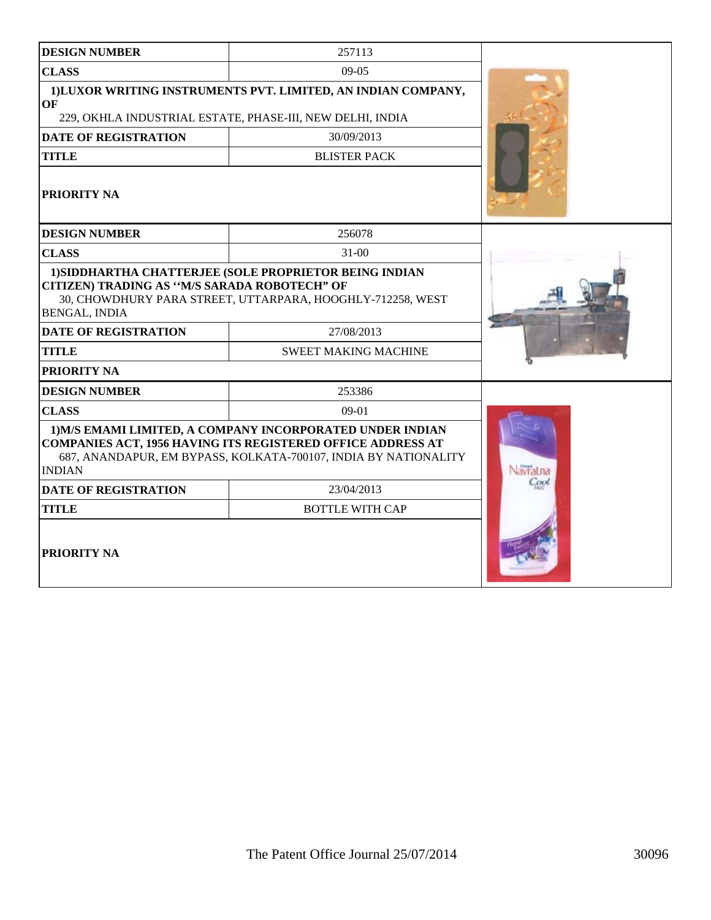| DESIGN NUMBER | 257113 |
| --- | --- |
| CLASS | 09-05 |
| 1)LUXOR WRITING INSTRUMENTS PVT. LIMITED, AN INDIAN COMPANY, OF 229, OKHLA INDUSTRIAL ESTATE, PHASE-III, NEW DELHI, INDIA | |
| DATE OF REGISTRATION | 30/09/2013 |
| TITLE | BLISTER PACK |
| PRIORITY NA | |

| DESIGN NUMBER | 256078 |
| --- | --- |
| CLASS | 31-00 |
| 1)SIDDHARTHA CHATTERJEE (SOLE PROPRIETOR BEING INDIAN CITIZEN) TRADING AS ''M/S SARADA ROBOTECH" OF 30, CHOWDHURY PARA STREET, UTTARPARA, HOOGHLY-712258, WEST BENGAL, INDIA | |
| DATE OF REGISTRATION | 27/08/2013 |
| TITLE | SWEET MAKING MACHINE |
| PRIORITY NA | |

| DESIGN NUMBER | 253386 |
| --- | --- |
| CLASS | 09-01 |
| 1)M/S EMAMI LIMITED, A COMPANY INCORPORATED UNDER INDIAN COMPANIES ACT, 1956 HAVING ITS REGISTERED OFFICE ADDRESS AT 687, ANANDAPUR, EM BYPASS, KOLKATA-700107, INDIA BY NATIONALITY INDIAN | |
| DATE OF REGISTRATION | 23/04/2013 |
| TITLE | BOTTLE WITH CAP |
| PRIORITY NA | |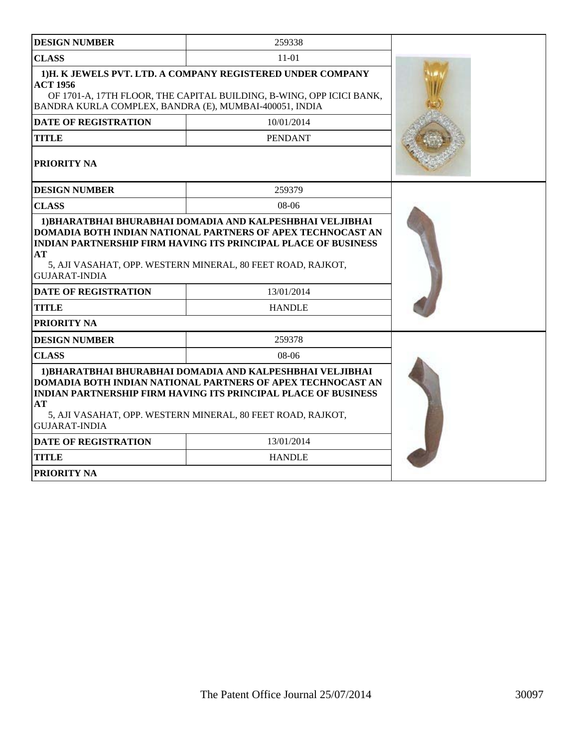| DESIGN NUMBER | 259338 |
|---|---|
| CLASS | 11-01 |
| 1)H. K JEWELS PVT. LTD. A COMPANY REGISTERED UNDER COMPANY ACT 1956<br>OF 1701-A, 17TH FLOOR, THE CAPITAL BUILDING, B-WING, OPP ICICI BANK, BANDRA KURLA COMPLEX, BANDRA (E), MUMBAI-400051, INDIA | |
| DATE OF REGISTRATION | 10/01/2014 |
| TITLE | PENDANT |
| PRIORITY NA | |

| DESIGN NUMBER | 259379 |
|---|---|
| CLASS | 08-06 |
| 1)BHARATBHAI BHURABHAI DOMADIA AND KALPESHBHAI VELJIBHAI DOMADIA BOTH INDIAN NATIONAL PARTNERS OF APEX TECHNOCAST AN INDIAN PARTNERSHIP FIRM HAVING ITS PRINCIPAL PLACE OF BUSINESS AT<br>5, AJI VASAHAT, OPP. WESTERN MINERAL, 80 FEET ROAD, RAJKOT, GUJARAT-INDIA | |
| DATE OF REGISTRATION | 13/01/2014 |
| TITLE | HANDLE |
| PRIORITY NA | |

| DESIGN NUMBER | 259378 |
|---|---|
| CLASS | 08-06 |
| 1)BHARATBHAI BHURABHAI DOMADIA AND KALPESHBHAI VELJIBHAI DOMADIA BOTH INDIAN NATIONAL PARTNERS OF APEX TECHNOCAST AN INDIAN PARTNERSHIP FIRM HAVING ITS PRINCIPAL PLACE OF BUSINESS AT<br>5, AJI VASAHAT, OPP. WESTERN MINERAL, 80 FEET ROAD, RAJKOT, GUJARAT-INDIA | |
| DATE OF REGISTRATION | 13/01/2014 |
| TITLE | HANDLE |
| PRIORITY NA | |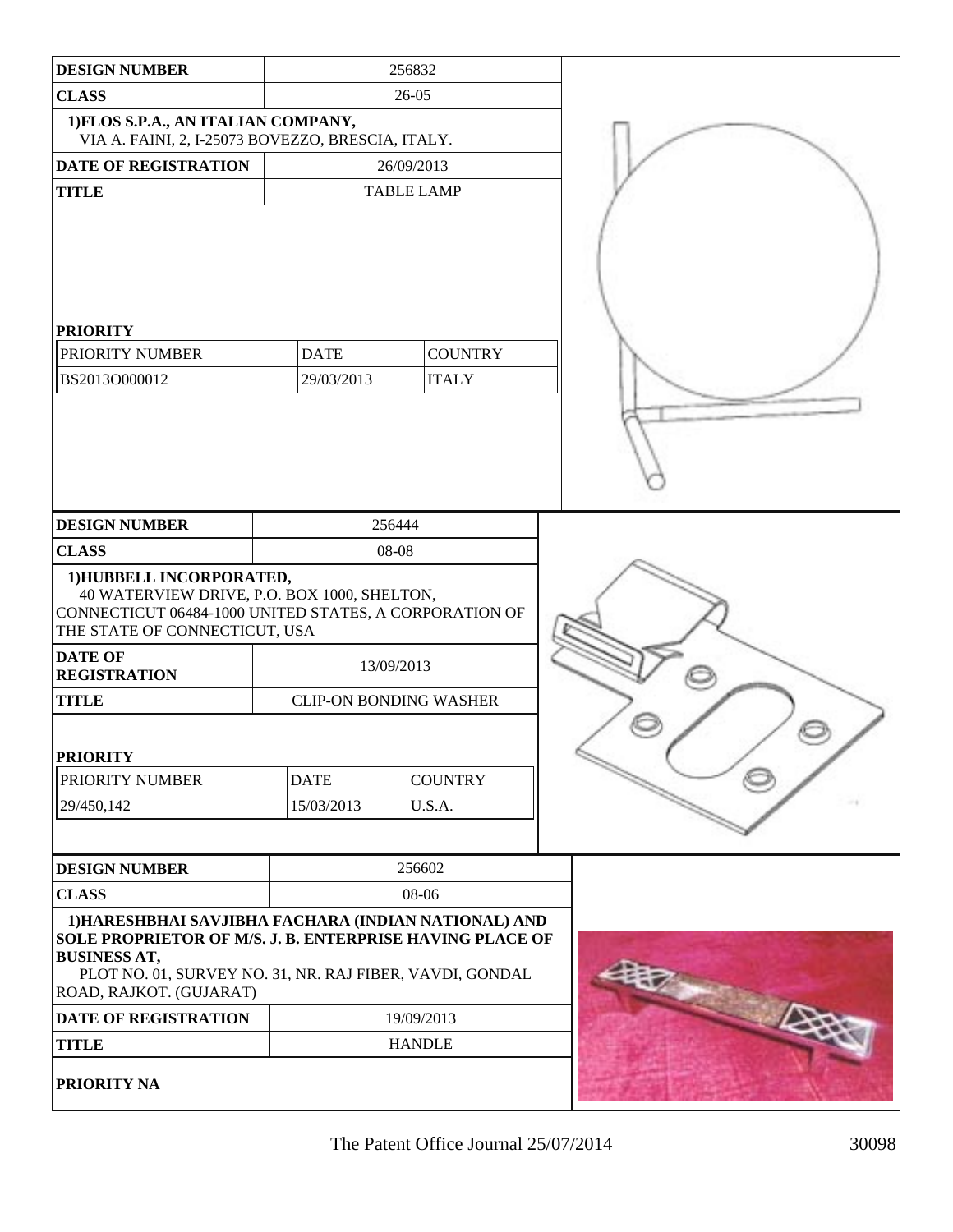| DESIGN NUMBER | 256832 | |
|---|---|---|
| CLASS | 26-05 | |
| 1)FLOS S.P.A., AN ITALIAN COMPANY, VIA A. FAINI, 2, I-25073 BOVEZZO, BRESCIA, ITALY. | | |
| DATE OF REGISTRATION | 26/09/2013 | |
| TITLE | TABLE LAMP | |
| **PRIORITY** | | |
| PRIORITY NUMBER | DATE | COUNTRY |
| BS2013O000012 | 29/03/2013 | ITALY |

| DESIGN NUMBER | 256444 | |
|---|---|---|
| CLASS | 08-08 | |
| 1)HUBBELL INCORPORATED, 40 WATERVIEW DRIVE, P.O. BOX 1000, SHELTON, CONNECTICUT 06484-1000 UNITED STATES, A CORPORATION OF THE STATE OF CONNECTICUT, USA | | |
| DATE OF REGISTRATION | 13/09/2013 | |
| TITLE | CLIP-ON BONDING WASHER | |
| **PRIORITY** | | |
| PRIORITY NUMBER | DATE | COUNTRY |
| 29/450,142 | 15/03/2013 | U.S.A. |

| DESIGN NUMBER | 256602 |
|---|---|
| CLASS | 08-06 |
| 1)HARESHBHAI SAVJIBHA FACHARA (INDIAN NATIONAL) AND SOLE PROPRIETOR OF M/S. J. B. ENTERPRISE HAVING PLACE OF BUSINESS AT, PLOT NO. 01, SURVEY NO. 31, NR. RAJ FIBER, VAVDI, GONDAL ROAD, RAJKOT. (GUJARAT) | |
| DATE OF REGISTRATION | 19/09/2013 |
| TITLE | HANDLE |
| **PRIORITY NA** | |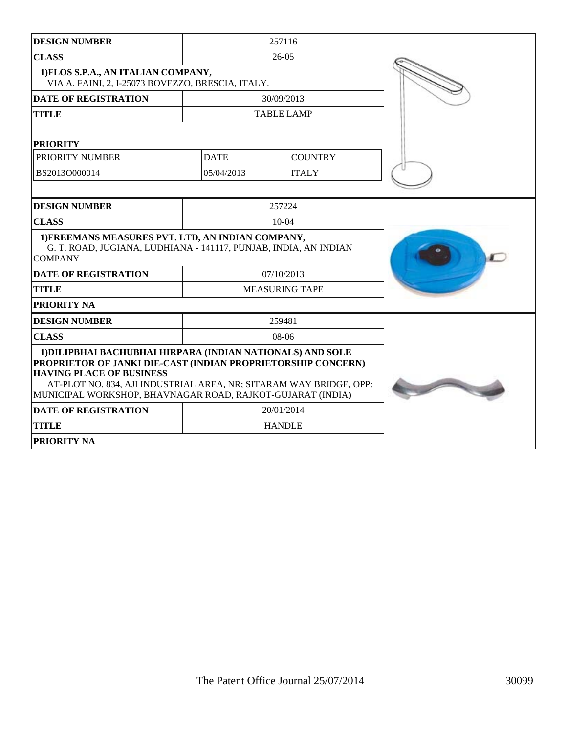| DESIGN NUMBER | 257116 | |
|---|---|---|
| CLASS | 26-05 | |
| 1)FLOS S.P.A., AN ITALIAN COMPANY, VIA A. FAINI, 2, I-25073 BOVEZZO, BRESCIA, ITALY. | | |
| DATE OF REGISTRATION | 30/09/2013 | |
| TITLE | TABLE LAMP | |
| PRIORITY | | |
| PRIORITY NUMBER | DATE | COUNTRY |
| BS2013O000014 | 05/04/2013 | ITALY |

| DESIGN NUMBER | 257224 |
|---|---|
| CLASS | 10-04 |
| 1)FREEMANS MEASURES PVT. LTD, AN INDIAN COMPANY, G. T. ROAD, JUGIANA, LUDHIANA - 141117, PUNJAB, INDIA, AN INDIAN COMPANY | |
| DATE OF REGISTRATION | 07/10/2013 |
| TITLE | MEASURING TAPE |
| PRIORITY NA | |

| DESIGN NUMBER | 259481 |
|---|---|
| CLASS | 08-06 |
| 1)DILIPBHAI BACHUBHAI HIRPARA (INDIAN NATIONALS) AND SOLE PROPRIETOR OF JANKI DIE-CAST (INDIAN PROPRIETORSHIP CONCERN) HAVING PLACE OF BUSINESS AT-PLOT NO. 834, AJI INDUSTRIAL AREA, NR; SITARAM WAY BRIDGE, OPP: MUNICIPAL WORKSHOP, BHAVNAGAR ROAD, RAJKOT-GUJARAT (INDIA) | |
| DATE OF REGISTRATION | 20/01/2014 |
| TITLE | HANDLE |
| PRIORITY NA | |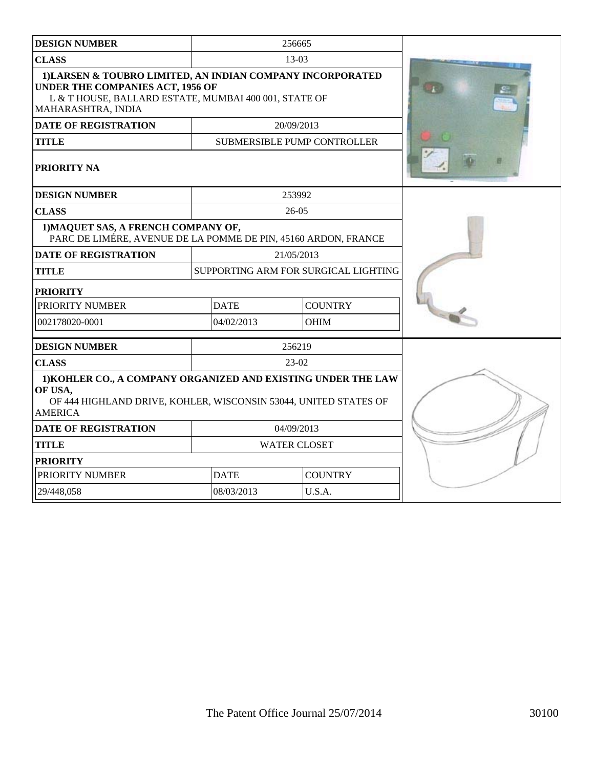| DESIGN NUMBER | 256665 | |
|---|---|---|
| CLASS | 13-03 | |
| 1)LARSEN & TOUBRO LIMITED, AN INDIAN COMPANY INCORPORATED UNDER THE COMPANIES ACT, 1956 OF L & T HOUSE, BALLARD ESTATE, MUMBAI 400 001, STATE OF MAHARASHTRA, INDIA | | |
| DATE OF REGISTRATION | 20/09/2013 | |
| TITLE | SUBMERSIBLE PUMP CONTROLLER | |
| PRIORITY NA | | |

| DESIGN NUMBER | 253992 | |
|---|---|---|
| CLASS | 26-05 | |
| 1)MAQUET SAS, A FRENCH COMPANY OF, PARC DE LIMÉRE, AVENUE DE LA POMME DE PIN, 45160 ARDON, FRANCE | | |
| DATE OF REGISTRATION | 21/05/2013 | |
| TITLE | SUPPORTING ARM FOR SURGICAL LIGHTING | |
| PRIORITY | | |
| PRIORITY NUMBER | DATE | COUNTRY |
| 002178020-0001 | 04/02/2013 | OHIM |

| DESIGN NUMBER | 256219 | |
|---|---|---|
| CLASS | 23-02 | |
| 1)KOHLER CO., A COMPANY ORGANIZED AND EXISTING UNDER THE LAW OF USA, OF 444 HIGHLAND DRIVE, KOHLER, WISCONSIN 53044, UNITED STATES OF AMERICA | | |
| DATE OF REGISTRATION | 04/09/2013 | |
| TITLE | WATER CLOSET | |
| PRIORITY | | |
| PRIORITY NUMBER | DATE | COUNTRY |
| 29/448,058 | 08/03/2013 | U.S.A. |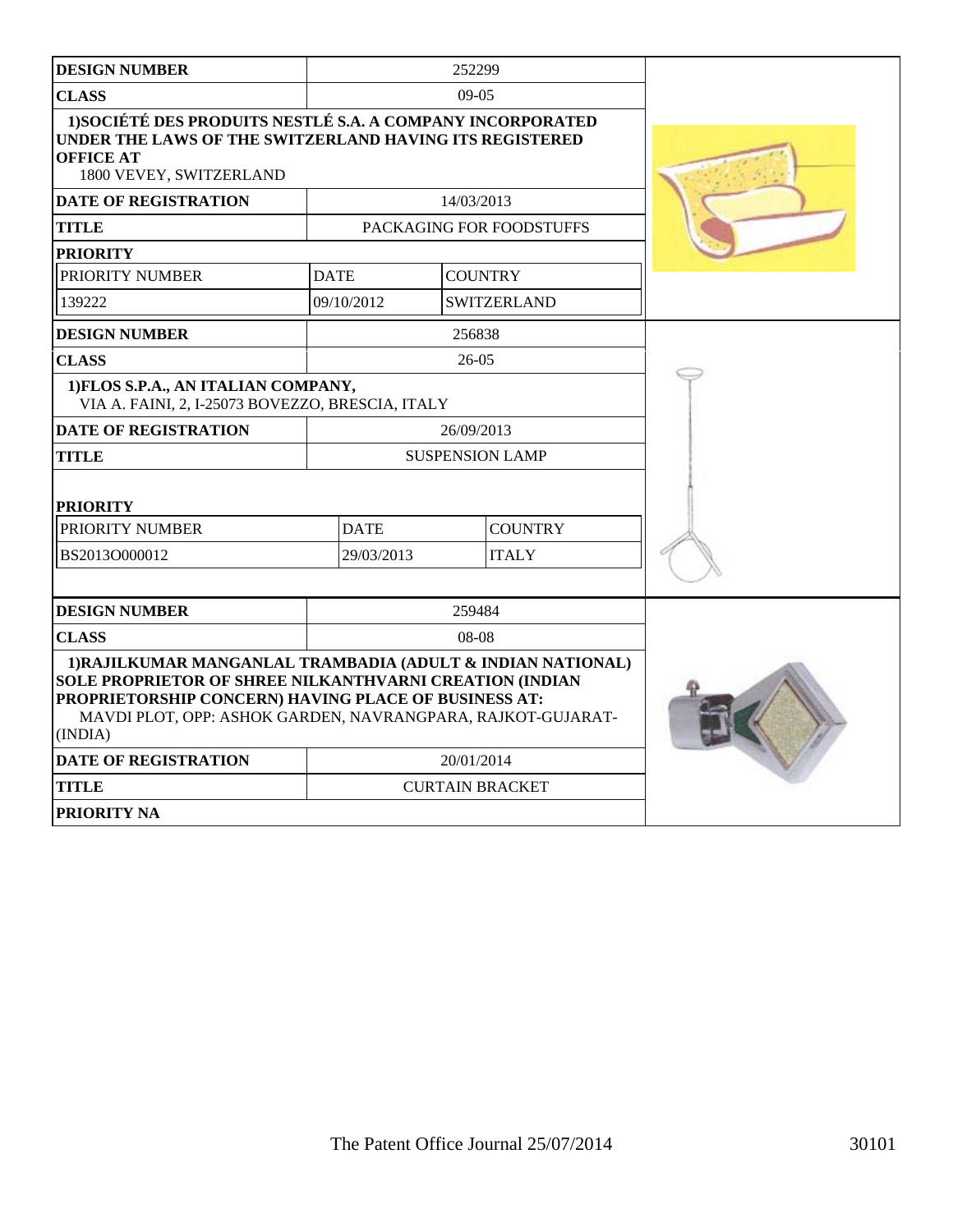| DESIGN NUMBER | 252299 | |
|---|---|---|
| CLASS | 09-05 | |
| **1)SOCIÉTÉ DES PRODUITS NESTLÉ S.A. A COMPANY INCORPORATED UNDER THE LAWS OF THE SWITZERLAND HAVING ITS REGISTERED OFFICE AT** 1800 VEVEY, SWITZERLAND | | |
| DATE OF REGISTRATION | 14/03/2013 | |
| TITLE | PACKAGING FOR FOODSTUFFS | |
| PRIORITY | | |
| PRIORITY NUMBER | DATE | COUNTRY |
| 139222 | 09/10/2012 | SWITZERLAND |

| DESIGN NUMBER | 256838 | |
|---|---|---|
| CLASS | 26-05 | |
| **1)FLOS S.P.A., AN ITALIAN COMPANY,** VIA A. FAINI, 2, I-25073 BOVEZZO, BRESCIA, ITALY | | |
| DATE OF REGISTRATION | 26/09/2013 | |
| TITLE | SUSPENSION LAMP | |
| PRIORITY | | |
| PRIORITY NUMBER | DATE | COUNTRY |
| BS2013O000012 | 29/03/2013 | ITALY |

| DESIGN NUMBER | 259484 |
|---|---|
| CLASS | 08-08 |
| **1)RAJILKUMAR MANGANLAL TRAMBADIA (ADULT & INDIAN NATIONAL) SOLE PROPRIETOR OF SHREE NILKANTHVARNI CREATION (INDIAN PROPRIETORSHIP CONCERN) HAVING PLACE OF BUSINESS AT:** MAVDI PLOT, OPP: ASHOK GARDEN, NAVRANGPARA, RAJKOT-GUJARAT-(INDIA) | |
| DATE OF REGISTRATION | 20/01/2014 |
| TITLE | CURTAIN BRACKET |
| PRIORITY NA | |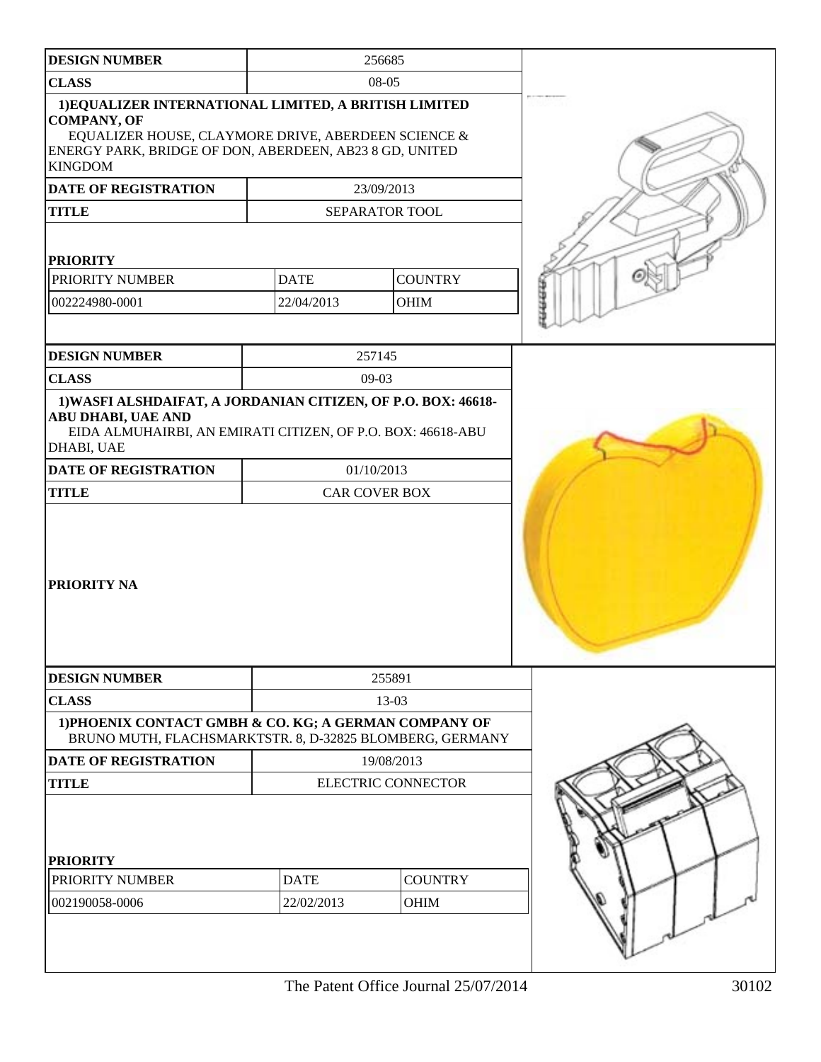| DESIGN NUMBER | 256685 | |
|---|---|---|
| CLASS | 08-05 | |
| 1)EQUALIZER INTERNATIONAL LIMITED, A BRITISH LIMITED COMPANY, OF EQUALIZER HOUSE, CLAYMORE DRIVE, ABERDEEN SCIENCE & ENERGY PARK, BRIDGE OF DON, ABERDEEN, AB23 8 GD, UNITED KINGDOM | | |
| DATE OF REGISTRATION | 23/09/2013 | |
| TITLE | SEPARATOR TOOL | |
| **PRIORITY** | | |
| PRIORITY NUMBER | DATE | COUNTRY |
| 002224980-0001 | 22/04/2013 | OHIM |

| DESIGN NUMBER | 257145 |
|---|---|
| CLASS | 09-03 |
| 1)WASFI ALSHDAIFAT, A JORDANIAN CITIZEN, OF P.O. BOX: 46618-ABU DHABI, UAE AND EIDA ALMUHAIRBI, AN EMIRATI CITIZEN, OF P.O. BOX: 46618-ABU DHABI, UAE | |
| DATE OF REGISTRATION | 01/10/2013 |
| TITLE | CAR COVER BOX |
| **PRIORITY NA** | |

| DESIGN NUMBER | 255891 | |
|---|---|---|
| CLASS | 13-03 | |
| 1)PHOENIX CONTACT GMBH & CO. KG; A GERMAN COMPANY OF BRUNO MUTH, FLACHSMARKTSTR. 8, D-32825 BLOMBERG, GERMANY | | |
| DATE OF REGISTRATION | 19/08/2013 | |
| TITLE | ELECTRIC CONNECTOR | |
| **PRIORITY** | | |
| PRIORITY NUMBER | DATE | COUNTRY |
| 002190058-0006 | 22/02/2013 | OHIM |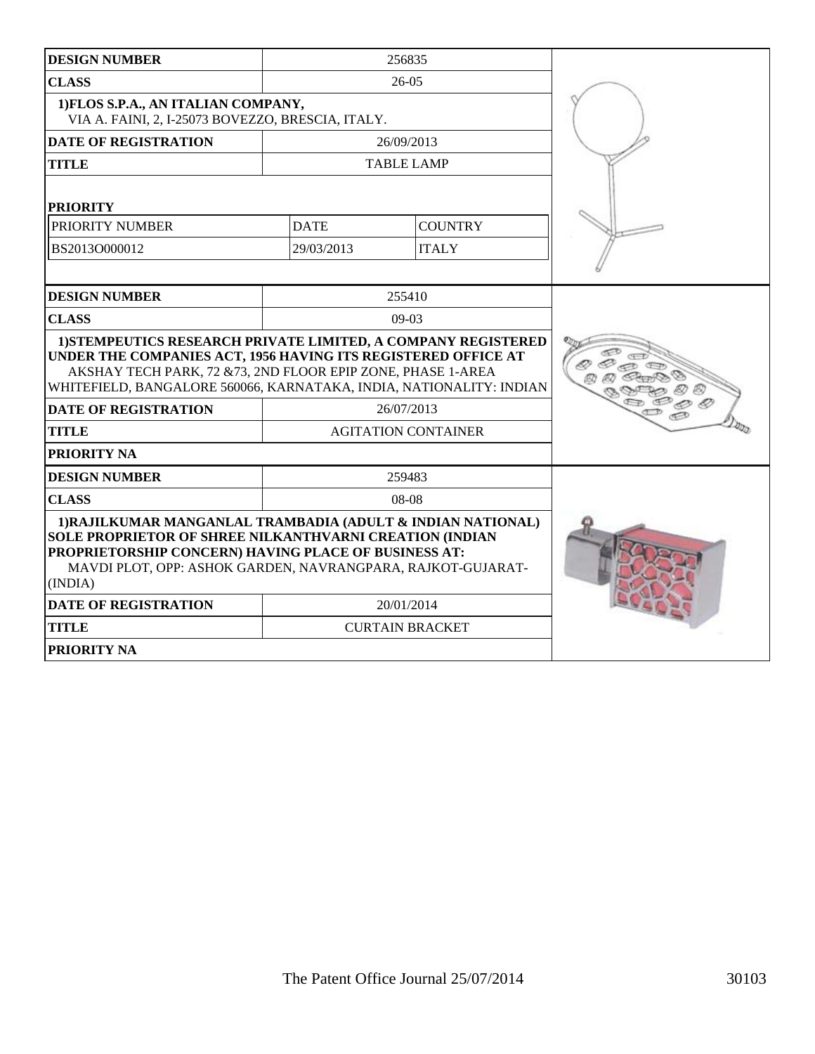| DESIGN NUMBER | 256835 | |
|---|---|---|
| CLASS | 26-05 | |
| 1)FLOS S.P.A., AN ITALIAN COMPANY, VIA A. FAINI, 2, I-25073 BOVEZZO, BRESCIA, ITALY. | | |
| DATE OF REGISTRATION | 26/09/2013 | |
| TITLE | TABLE LAMP | |
| PRIORITY | | |
| PRIORITY NUMBER | DATE | COUNTRY |
| BS2013O000012 | 29/03/2013 | ITALY |

| DESIGN NUMBER | 255410 |
|---|---|
| CLASS | 09-03 |
| 1)STEMPEUTICS RESEARCH PRIVATE LIMITED, A COMPANY REGISTERED UNDER THE COMPANIES ACT, 1956 HAVING ITS REGISTERED OFFICE AT AKSHAY TECH PARK, 72 &73, 2ND FLOOR EPIP ZONE, PHASE 1-AREA WHITEFIELD, BANGALORE 560066, KARNATAKA, INDIA, NATIONALITY: INDIAN | |
| DATE OF REGISTRATION | 26/07/2013 |
| TITLE | AGITATION CONTAINER |
| PRIORITY NA | |

| DESIGN NUMBER | 259483 |
|---|---|
| CLASS | 08-08 |
| 1)RAJILKUMAR MANGANLAL TRAMBADIA (ADULT & INDIAN NATIONAL) SOLE PROPRIETOR OF SHREE NILKANTHVARNI CREATION (INDIAN PROPRIETORSHIP CONCERN) HAVING PLACE OF BUSINESS AT: MAVDI PLOT, OPP: ASHOK GARDEN, NAVRANGPARA, RAJKOT-GUJARAT-(INDIA) | |
| DATE OF REGISTRATION | 20/01/2014 |
| TITLE | CURTAIN BRACKET |
| PRIORITY NA | |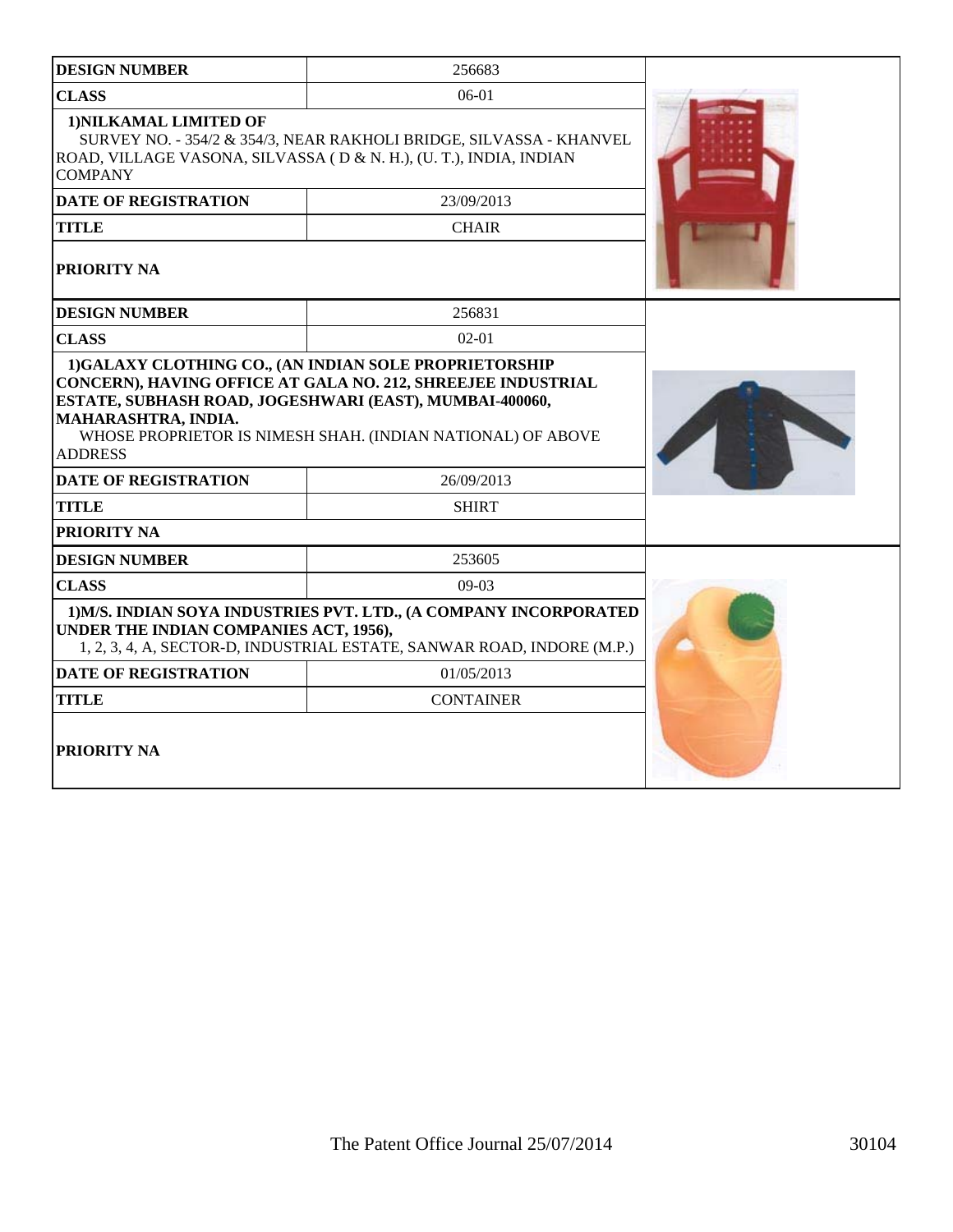| DESIGN NUMBER | 256683 |
| --- | --- |
| CLASS | 06-01 |
| 1)NILKAMAL LIMITED OF<br>SURVEY NO. - 354/2 & 354/3, NEAR RAKHOLI BRIDGE, SILVASSA - KHANVEL ROAD, VILLAGE VASONA, SILVASSA ( D & N. H.), (U. T.), INDIA, INDIAN COMPANY | |
| DATE OF REGISTRATION | 23/09/2013 |
| TITLE | CHAIR |
| PRIORITY NA | |

| DESIGN NUMBER | 256831 |
| --- | --- |
| CLASS | 02-01 |
| 1)GALAXY CLOTHING CO., (AN INDIAN SOLE PROPRIETORSHIP CONCERN), HAVING OFFICE AT GALA NO. 212, SHREEJEE INDUSTRIAL ESTATE, SUBHASH ROAD, JOGESHWARI (EAST), MUMBAI-400060, MAHARASHTRA, INDIA.<br>WHOSE PROPRIETOR IS NIMESH SHAH. (INDIAN NATIONAL) OF ABOVE ADDRESS | |
| DATE OF REGISTRATION | 26/09/2013 |
| TITLE | SHIRT |
| PRIORITY NA | |

| DESIGN NUMBER | 253605 |
| --- | --- |
| CLASS | 09-03 |
| 1)M/S. INDIAN SOYA INDUSTRIES PVT. LTD., (A COMPANY INCORPORATED UNDER THE INDIAN COMPANIES ACT, 1956),<br>1, 2, 3, 4, A, SECTOR-D, INDUSTRIAL ESTATE, SANWAR ROAD, INDORE (M.P.) | |
| DATE OF REGISTRATION | 01/05/2013 |
| TITLE | CONTAINER |
| PRIORITY NA | |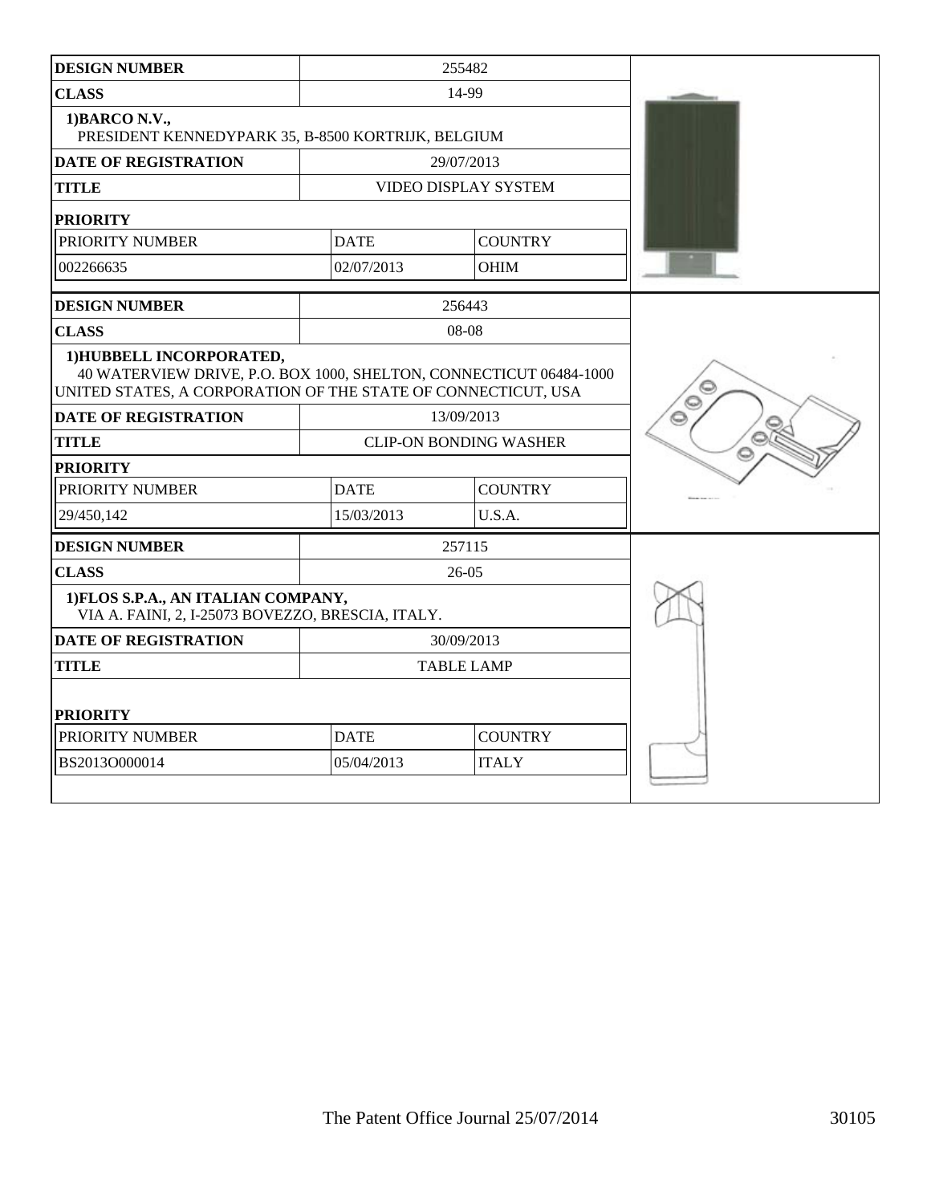| DESIGN NUMBER | 255482 | |
|---|---|---|
| CLASS | 14-99 | |
| 1)BARCO N.V., PRESIDENT KENNEDYPARK 35, B-8500 KORTRIJK, BELGIUM | | |
| DATE OF REGISTRATION | 29/07/2013 | |
| TITLE | VIDEO DISPLAY SYSTEM | |
| PRIORITY | | |
| PRIORITY NUMBER | DATE | COUNTRY |
| 002266635 | 02/07/2013 | OHIM |

| DESIGN NUMBER | 256443 | |
|---|---|---|
| CLASS | 08-08 | |
| 1)HUBBELL INCORPORATED, 40 WATERVIEW DRIVE, P.O. BOX 1000, SHELTON, CONNECTICUT 06484-1000 UNITED STATES, A CORPORATION OF THE STATE OF CONNECTICUT, USA | | |
| DATE OF REGISTRATION | 13/09/2013 | |
| TITLE | CLIP-ON BONDING WASHER | |
| PRIORITY | | |
| PRIORITY NUMBER | DATE | COUNTRY |
| 29/450,142 | 15/03/2013 | U.S.A. |

| DESIGN NUMBER | 257115 | |
|---|---|---|
| CLASS | 26-05 | |
| 1)FLOS S.P.A., AN ITALIAN COMPANY, VIA A. FAINI, 2, I-25073 BOVEZZO, BRESCIA, ITALY. | | |
| DATE OF REGISTRATION | 30/09/2013 | |
| TITLE | TABLE LAMP | |
| PRIORITY | | |
| PRIORITY NUMBER | DATE | COUNTRY |
| BS2013O000014 | 05/04/2013 | ITALY |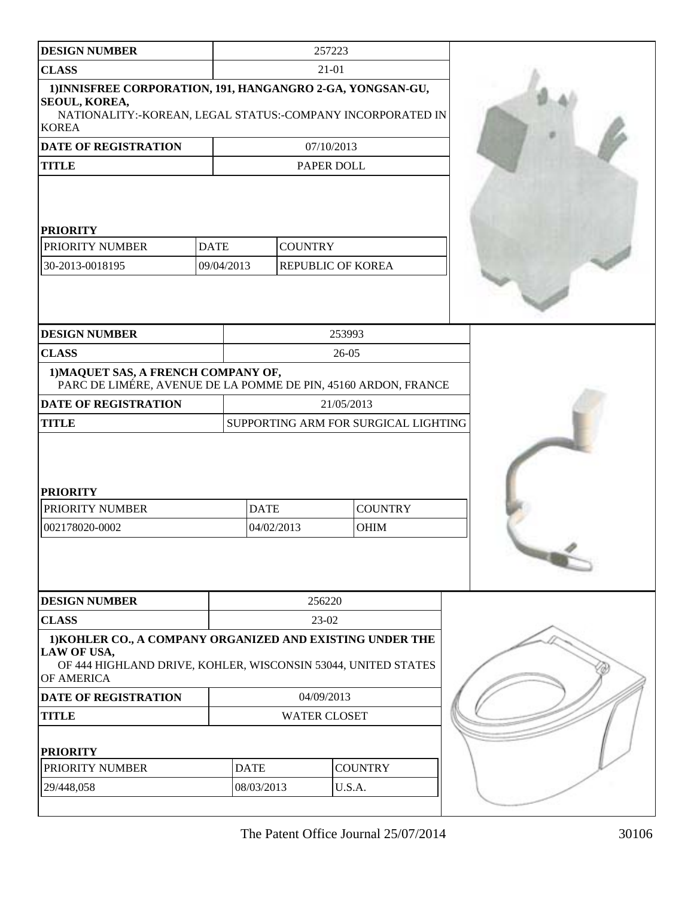| DESIGN NUMBER | 257223 |
|---|---|
| CLASS | 21-01 |
| 1)INNISFREE CORPORATION, 191, HANGANGRO 2-GA, YONGSAN-GU, SEOUL, KOREA, NATIONALITY:-KOREAN, LEGAL STATUS:-COMPANY INCORPORATED IN KOREA | |
| DATE OF REGISTRATION | 07/10/2013 |
| TITLE | PAPER DOLL |

**PRIORITY**

| PRIORITY NUMBER | DATE | COUNTRY |
|---|---|---|
| 30-2013-0018195 | 09/04/2013 | REPUBLIC OF KOREA |

| DESIGN NUMBER | 253993 |
|---|---|
| CLASS | 26-05 |
| 1)MAQUET SAS, A FRENCH COMPANY OF, PARC DE LIMÉRE, AVENUE DE LA POMME DE PIN, 45160 ARDON, FRANCE | |
| DATE OF REGISTRATION | 21/05/2013 |
| TITLE | SUPPORTING ARM FOR SURGICAL LIGHTING |

**PRIORITY**

| PRIORITY NUMBER | DATE | COUNTRY |
|---|---|---|
| 002178020-0002 | 04/02/2013 | OHIM |

| DESIGN NUMBER | 256220 |
|---|---|
| CLASS | 23-02 |
| 1)KOHLER CO., A COMPANY ORGANIZED AND EXISTING UNDER THE LAW OF USA, OF 444 HIGHLAND DRIVE, KOHLER, WISCONSIN 53044, UNITED STATES OF AMERICA | |
| DATE OF REGISTRATION | 04/09/2013 |
| TITLE | WATER CLOSET |

**PRIORITY**

| PRIORITY NUMBER | DATE | COUNTRY |
|---|---|---|
| 29/448,058 | 08/03/2013 | U.S.A. |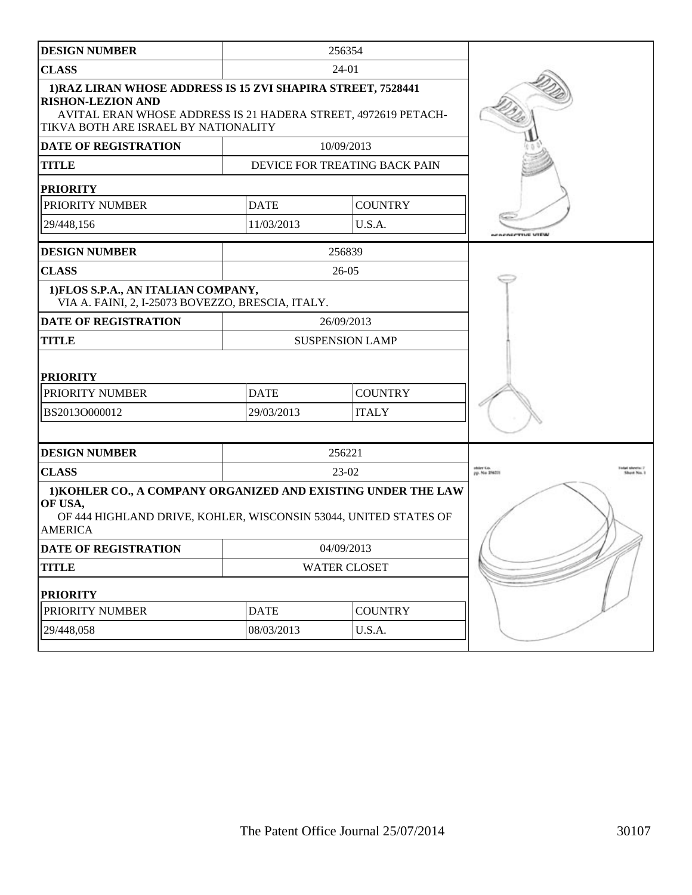| DESIGN NUMBER | 256354 | |
|---|---|---|
| CLASS | 24-01 | |
| 1)RAZ LIRAN WHOSE ADDRESS IS 15 ZVI SHAPIRA STREET, 7528441 RISHON-LEZION AND AVITAL ERAN WHOSE ADDRESS IS 21 HADERA STREET, 4972619 PETACH-TIKVA BOTH ARE ISRAEL BY NATIONALITY | | |
| DATE OF REGISTRATION | 10/09/2013 | |
| TITLE | DEVICE FOR TREATING BACK PAIN | |
| PRIORITY | | |
| PRIORITY NUMBER | DATE | COUNTRY |
| 29/448,156 | 11/03/2013 | U.S.A. |

| DESIGN NUMBER | 256839 | |
|---|---|---|
| CLASS | 26-05 | |
| 1)FLOS S.P.A., AN ITALIAN COMPANY, VIA A. FAINI, 2, I-25073 BOVEZZO, BRESCIA, ITALY. | | |
| DATE OF REGISTRATION | 26/09/2013 | |
| TITLE | SUSPENSION LAMP | |
| PRIORITY | | |
| PRIORITY NUMBER | DATE | COUNTRY |
| BS2013O000012 | 29/03/2013 | ITALY |

| DESIGN NUMBER | 256221 | |
|---|---|---|
| CLASS | 23-02 | |
| 1)KOHLER CO., A COMPANY ORGANIZED AND EXISTING UNDER THE LAW OF USA, OF 444 HIGHLAND DRIVE, KOHLER, WISCONSIN 53044, UNITED STATES OF AMERICA | | |
| DATE OF REGISTRATION | 04/09/2013 | |
| TITLE | WATER CLOSET | |
| PRIORITY | | |
| PRIORITY NUMBER | DATE | COUNTRY |
| 29/448,058 | 08/03/2013 | U.S.A. |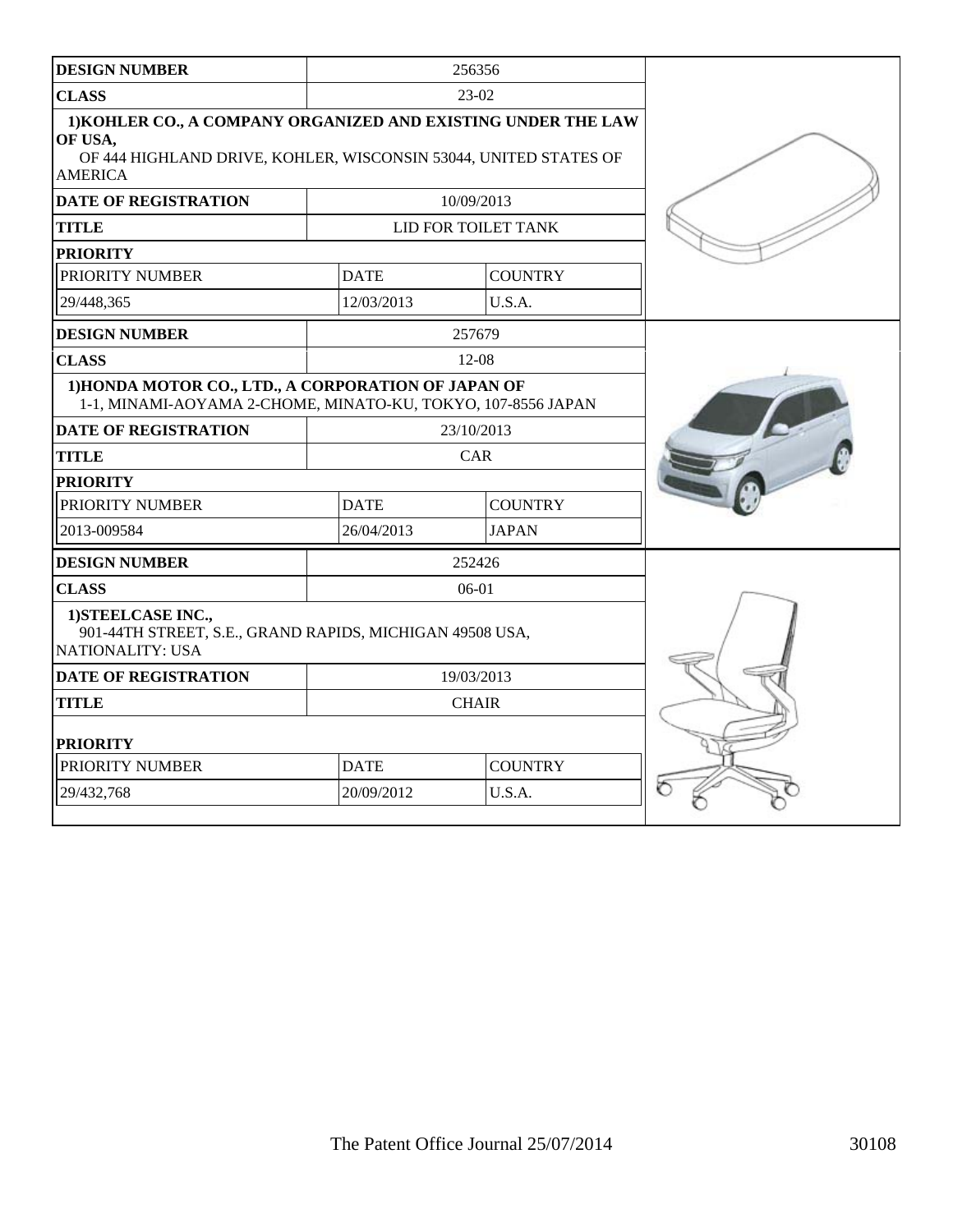| DESIGN NUMBER | 256356 | |
|---|---|---|
| CLASS | 23-02 | |
| 1)KOHLER CO., A COMPANY ORGANIZED AND EXISTING UNDER THE LAW OF USA, OF 444 HIGHLAND DRIVE, KOHLER, WISCONSIN 53044, UNITED STATES OF AMERICA | | |
| DATE OF REGISTRATION | 10/09/2013 | |
| TITLE | LID FOR TOILET TANK | |
| PRIORITY | | |
| PRIORITY NUMBER | DATE | COUNTRY |
| 29/448,365 | 12/03/2013 | U.S.A. |

| DESIGN NUMBER | 257679 | |
|---|---|---|
| CLASS | 12-08 | |
| 1)HONDA MOTOR CO., LTD., A CORPORATION OF JAPAN OF 1-1, MINAMI-AOYAMA 2-CHOME, MINATO-KU, TOKYO, 107-8556 JAPAN | | |
| DATE OF REGISTRATION | 23/10/2013 | |
| TITLE | CAR | |
| PRIORITY | | |
| PRIORITY NUMBER | DATE | COUNTRY |
| 2013-009584 | 26/04/2013 | JAPAN |

| DESIGN NUMBER | 252426 | |
|---|---|---|
| CLASS | 06-01 | |
| 1)STEELCASE INC., 901-44TH STREET, S.E., GRAND RAPIDS, MICHIGAN 49508 USA, NATIONALITY: USA | | |
| DATE OF REGISTRATION | 19/03/2013 | |
| TITLE | CHAIR | |
| PRIORITY | | |
| PRIORITY NUMBER | DATE | COUNTRY |
| 29/432,768 | 20/09/2012 | U.S.A. |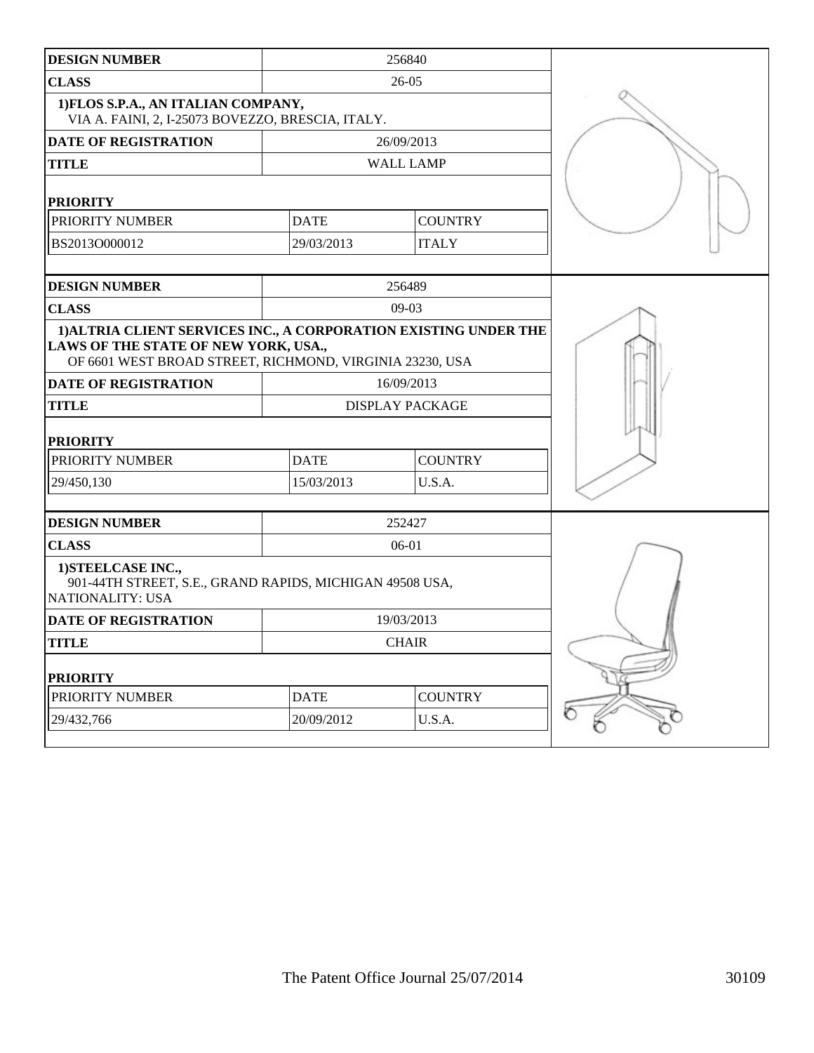| DESIGN NUMBER | 256840 | |
|---|---|---|
| CLASS | 26-05 | |
| **1)FLOS S.P.A., AN ITALIAN COMPANY,** VIA A. FAINI, 2, I-25073 BOVEZZO, BRESCIA, ITALY. | | |
| DATE OF REGISTRATION | 26/09/2013 | |
| TITLE | WALL LAMP | |
| **PRIORITY** | | |
| PRIORITY NUMBER | DATE | COUNTRY |
| BS2013O000012 | 29/03/2013 | ITALY |

| DESIGN NUMBER | 256489 | |
|---|---|---|
| CLASS | 09-03 | |
| **1)ALTRIA CLIENT SERVICES INC., A CORPORATION EXISTING UNDER THE LAWS OF THE STATE OF NEW YORK, USA.,** OF 6601 WEST BROAD STREET, RICHMOND, VIRGINIA 23230, USA | | |
| DATE OF REGISTRATION | 16/09/2013 | |
| TITLE | DISPLAY PACKAGE | |
| **PRIORITY** | | |
| PRIORITY NUMBER | DATE | COUNTRY |
| 29/450,130 | 15/03/2013 | U.S.A. |

| DESIGN NUMBER | 252427 | |
|---|---|---|
| CLASS | 06-01 | |
| **1)STEELCASE INC.,** 901-44TH STREET, S.E., GRAND RAPIDS, MICHIGAN 49508 USA, NATIONALITY: USA | | |
| DATE OF REGISTRATION | 19/03/2013 | |
| TITLE | CHAIR | |
| **PRIORITY** | | |
| PRIORITY NUMBER | DATE | COUNTRY |
| 29/432,766 | 20/09/2012 | U.S.A. |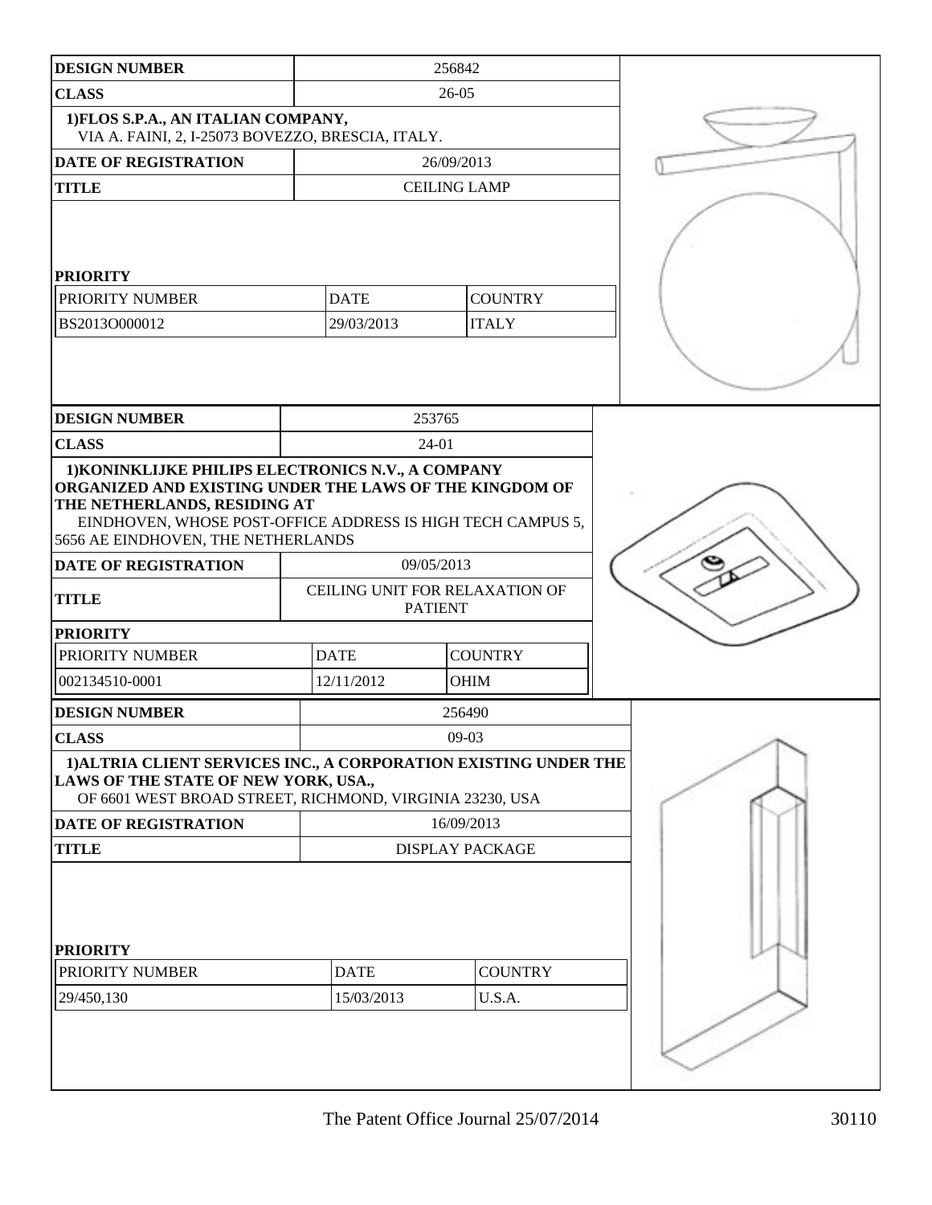| DESIGN NUMBER | 256842 | | |
|---|---|---|---|
| CLASS | 26-05 | | |
| 1)FLOS S.P.A., AN ITALIAN COMPANY, VIA A. FAINI, 2, I-25073 BOVEZZO, BRESCIA, ITALY. | | | |
| DATE OF REGISTRATION | 26/09/2013 | | |
| TITLE | CEILING LAMP | | |
| PRIORITY | | | |
| PRIORITY NUMBER | DATE | COUNTRY | |
| BS2013O000012 | 29/03/2013 | ITALY | |

| DESIGN NUMBER | 253765 | | |
|---|---|---|---|
| CLASS | 24-01 | | |
| 1)KONINKLIJKE PHILIPS ELECTRONICS N.V., A COMPANY ORGANIZED AND EXISTING UNDER THE LAWS OF THE KINGDOM OF THE NETHERLANDS, RESIDING AT EINDHOVEN, WHOSE POST-OFFICE ADDRESS IS HIGH TECH CAMPUS 5, 5656 AE EINDHOVEN, THE NETHERLANDS | | | |
| DATE OF REGISTRATION | 09/05/2013 | | |
| TITLE | CEILING UNIT FOR RELAXATION OF PATIENT | | |
| PRIORITY | | | |
| PRIORITY NUMBER | DATE | COUNTRY | |
| 002134510-0001 | 12/11/2012 | OHIM | |

| DESIGN NUMBER | 256490 | | |
|---|---|---|---|
| CLASS | 09-03 | | |
| 1)ALTRIA CLIENT SERVICES INC., A CORPORATION EXISTING UNDER THE LAWS OF THE STATE OF NEW YORK, USA., OF 6601 WEST BROAD STREET, RICHMOND, VIRGINIA 23230, USA | | | |
| DATE OF REGISTRATION | 16/09/2013 | | |
| TITLE | DISPLAY PACKAGE | | |
| PRIORITY | | | |
| PRIORITY NUMBER | DATE | COUNTRY | |
| 29/450,130 | 15/03/2013 | U.S.A. | |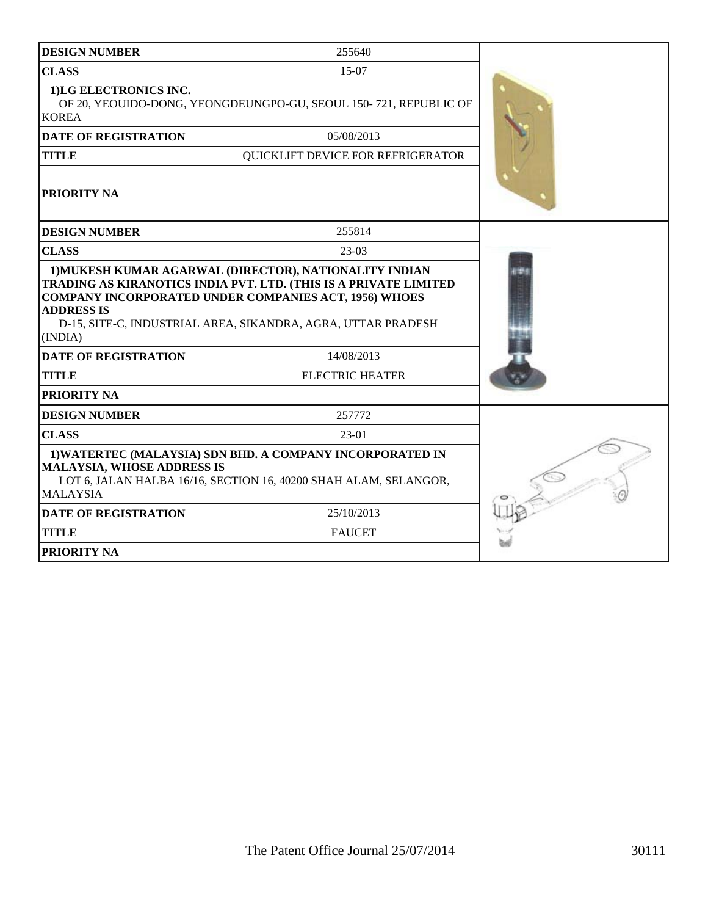| DESIGN NUMBER | 255640 |
|---|---|
| CLASS | 15-07 |
| 1)LG ELECTRONICS INC. OF 20, YEOUIDO-DONG, YEONGDEUNGPO-GU, SEOUL 150- 721, REPUBLIC OF KOREA | |
| DATE OF REGISTRATION | 05/08/2013 |
| TITLE | QUICKLIFT DEVICE FOR REFRIGERATOR |
| PRIORITY NA | |

| DESIGN NUMBER | 255814 |
|---|---|
| CLASS | 23-03 |
| 1)MUKESH KUMAR AGARWAL (DIRECTOR), NATIONALITY INDIAN TRADING AS KIRANOTICS INDIA PVT. LTD. (THIS IS A PRIVATE LIMITED COMPANY INCORPORATED UNDER COMPANIES ACT, 1956) WHOES ADDRESS IS D-15, SITE-C, INDUSTRIAL AREA, SIKANDRA, AGRA, UTTAR PRADESH (INDIA) | |
| DATE OF REGISTRATION | 14/08/2013 |
| TITLE | ELECTRIC HEATER |
| PRIORITY NA | |

| DESIGN NUMBER | 257772 |
|---|---|
| CLASS | 23-01 |
| 1)WATERTEC (MALAYSIA) SDN BHD. A COMPANY INCORPORATED IN MALAYSIA, WHOSE ADDRESS IS LOT 6, JALAN HALBA 16/16, SECTION 16, 40200 SHAH ALAM, SELANGOR, MALAYSIA | |
| DATE OF REGISTRATION | 25/10/2013 |
| TITLE | FAUCET |
| PRIORITY NA | |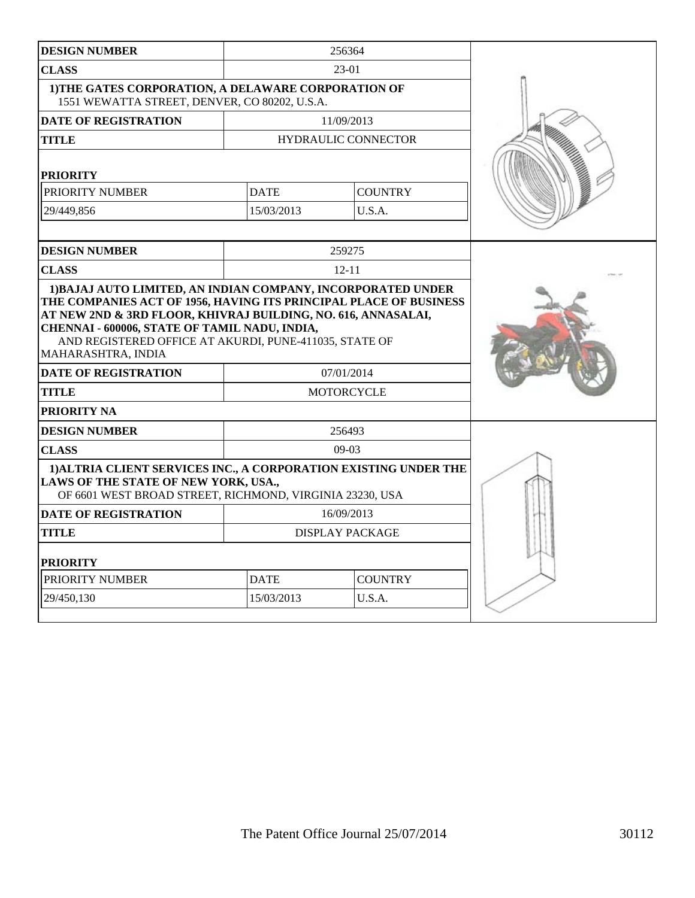| DESIGN NUMBER | 256364 | |
|---|---|---|
| CLASS | 23-01 | |
| **1)THE GATES CORPORATION, A DELAWARE CORPORATION OF** 1551 WEWATTA STREET, DENVER, CO 80202, U.S.A. | | |
| DATE OF REGISTRATION | 11/09/2013 | |
| TITLE | HYDRAULIC CONNECTOR | |
| **PRIORITY** | | |
| PRIORITY NUMBER | DATE | COUNTRY |
| 29/449,856 | 15/03/2013 | U.S.A. |

| DESIGN NUMBER | 259275 |
|---|---|
| CLASS | 12-11 |
| **1)BAJAJ AUTO LIMITED, AN INDIAN COMPANY, INCORPORATED UNDER THE COMPANIES ACT OF 1956, HAVING ITS PRINCIPAL PLACE OF BUSINESS AT NEW 2ND & 3RD FLOOR, KHIVRAJ BUILDING, NO. 616, ANNASALAI, CHENNAI - 600006, STATE OF TAMIL NADU, INDIA,** AND REGISTERED OFFICE AT AKURDI, PUNE-411035, STATE OF MAHARASHTRA, INDIA | |
| DATE OF REGISTRATION | 07/01/2014 |
| TITLE | MOTORCYCLE |
| **PRIORITY NA** | |

| DESIGN NUMBER | 256493 | |
|---|---|---|
| CLASS | 09-03 | |
| **1)ALTRIA CLIENT SERVICES INC., A CORPORATION EXISTING UNDER THE LAWS OF THE STATE OF NEW YORK, USA.,** OF 6601 WEST BROAD STREET, RICHMOND, VIRGINIA 23230, USA | | |
| DATE OF REGISTRATION | 16/09/2013 | |
| TITLE | DISPLAY PACKAGE | |
| **PRIORITY** | | |
| PRIORITY NUMBER | DATE | COUNTRY |
| 29/450,130 | 15/03/2013 | U.S.A. |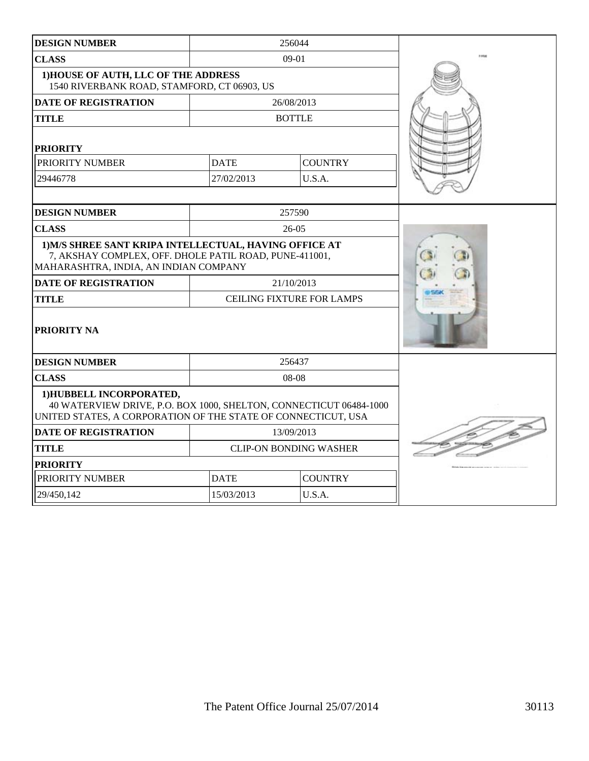| DESIGN NUMBER | 256044 | |
|---|---|---|
| CLASS | 09-01 | |
| 1)HOUSE OF AUTH, LLC OF THE ADDRESS<br>1540 RIVERBANK ROAD, STAMFORD, CT 06903, US | | |
| DATE OF REGISTRATION | 26/08/2013 | |
| TITLE | BOTTLE | |
| PRIORITY | | |
| PRIORITY NUMBER | DATE | COUNTRY |
| 29446778 | 27/02/2013 | U.S.A. |

| DESIGN NUMBER | 257590 |
|---|---|
| CLASS | 26-05 |
| 1)M/S SHREE SANT KRIPA INTELLECTUAL, HAVING OFFICE AT<br>7, AKSHAY COMPLEX, OFF. DHOLE PATIL ROAD, PUNE-411001,<br>MAHARASHTRA, INDIA, AN INDIAN COMPANY | |
| DATE OF REGISTRATION | 21/10/2013 |
| TITLE | CEILING FIXTURE FOR LAMPS |
| PRIORITY NA | |

| DESIGN NUMBER | 256437 | |
|---|---|---|
| CLASS | 08-08 | |
| 1)HUBBELL INCORPORATED,<br>40 WATERVIEW DRIVE, P.O. BOX 1000, SHELTON, CONNECTICUT 06484-1000<br>UNITED STATES, A CORPORATION OF THE STATE OF CONNECTICUT, USA | | |
| DATE OF REGISTRATION | 13/09/2013 | |
| TITLE | CLIP-ON BONDING WASHER | |
| PRIORITY | | |
| PRIORITY NUMBER | DATE | COUNTRY |
| 29/450,142 | 15/03/2013 | U.S.A. |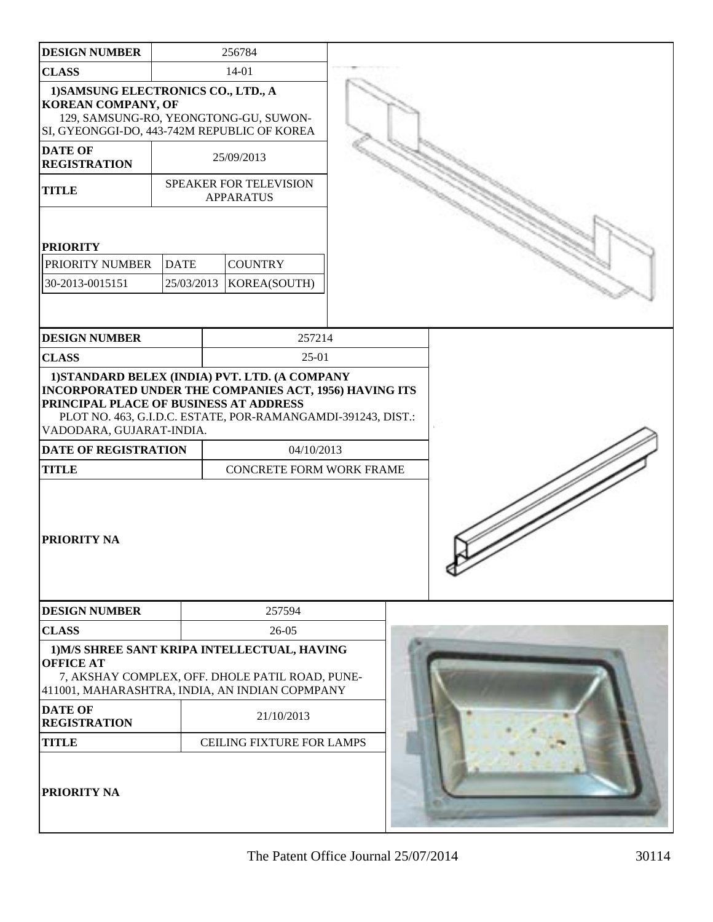| DESIGN NUMBER | 256784 |
|---|---|
| CLASS | 14-01 |
| 1)SAMSUNG ELECTRONICS CO., LTD., A KOREAN COMPANY, OF 129, SAMSUNG-RO, YEONGTONG-GU, SUWON-SI, GYEONGGI-DO, 443-742M REPUBLIC OF KOREA | |
| DATE OF REGISTRATION | 25/09/2013 |
| TITLE | SPEAKER FOR TELEVISION APPARATUS |

**PRIORITY**

| PRIORITY NUMBER | DATE | COUNTRY |
|---|---|---|
| 30-2013-0015151 | 25/03/2013 | KOREA(SOUTH) |

| DESIGN NUMBER | 257214 |
|---|---|
| CLASS | 25-01 |
| 1)STANDARD BELEX (INDIA) PVT. LTD. (A COMPANY INCORPORATED UNDER THE COMPANIES ACT, 1956) HAVING ITS PRINCIPAL PLACE OF BUSINESS AT ADDRESS PLOT NO. 463, G.I.D.C. ESTATE, POR-RAMANGAMDI-391243, DIST.: VADODARA, GUJARAT-INDIA. | |
| DATE OF REGISTRATION | 04/10/2013 |
| TITLE | CONCRETE FORM WORK FRAME |
| PRIORITY NA | |

| DESIGN NUMBER | 257594 |
|---|---|
| CLASS | 26-05 |
| 1)M/S SHREE SANT KRIPA INTELLECTUAL, HAVING OFFICE AT 7, AKSHAY COMPLEX, OFF. DHOLE PATIL ROAD, PUNE-411001, MAHARASHTRA, INDIA, AN INDIAN COPMPANY | |
| DATE OF REGISTRATION | 21/10/2013 |
| TITLE | CEILING FIXTURE FOR LAMPS |
| PRIORITY NA | |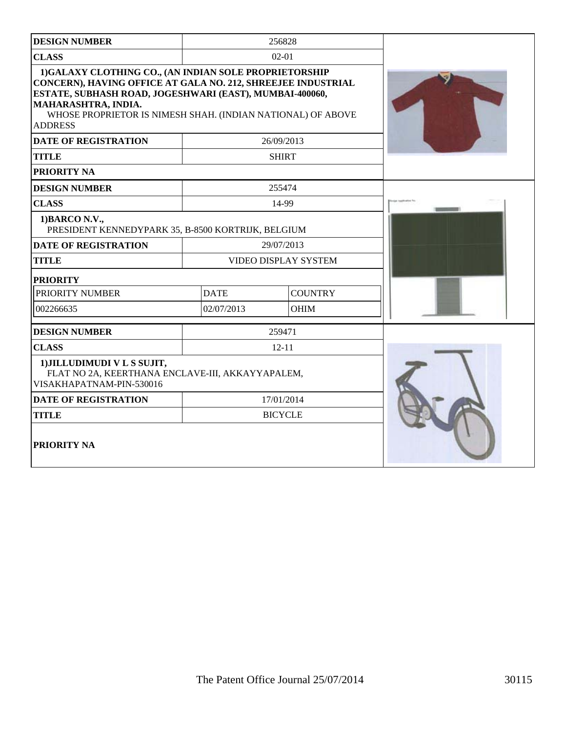| DESIGN NUMBER | 256828 | |
|---|---|---|
| CLASS | 02-01 | |
| **1)GALAXY CLOTHING CO., (AN INDIAN SOLE PROPRIETORSHIP CONCERN), HAVING OFFICE AT GALA NO. 212, SHREEJEE INDUSTRIAL ESTATE, SUBHASH ROAD, JOGESHWARI (EAST), MUMBAI-400060, MAHARASHTRA, INDIA.** WHOSE PROPRIETOR IS NIMESH SHAH. (INDIAN NATIONAL) OF ABOVE ADDRESS | | |
| DATE OF REGISTRATION | 26/09/2013 | |
| TITLE | SHIRT | |
| PRIORITY NA | | |

| DESIGN NUMBER | 255474 | |
|---|---|---|
| CLASS | 14-99 | |
| **1)BARCO N.V.,** PRESIDENT KENNEDYPARK 35, B-8500 KORTRIJK, BELGIUM | | |
| DATE OF REGISTRATION | 29/07/2013 | |
| TITLE | VIDEO DISPLAY SYSTEM | |
| PRIORITY | | |
| PRIORITY NUMBER | DATE | COUNTRY |
| 002266635 | 02/07/2013 | OHIM |

| DESIGN NUMBER | 259471 |
|---|---|
| CLASS | 12-11 |
| **1)JILLUDIMUDI V L S SUJIT,** FLAT NO 2A, KEERTHANA ENCLAVE-III, AKKAYYAPALEM, VISAKHAPATNAM-PIN-530016 | |
| DATE OF REGISTRATION | 17/01/2014 |
| TITLE | BICYCLE |
| PRIORITY NA | |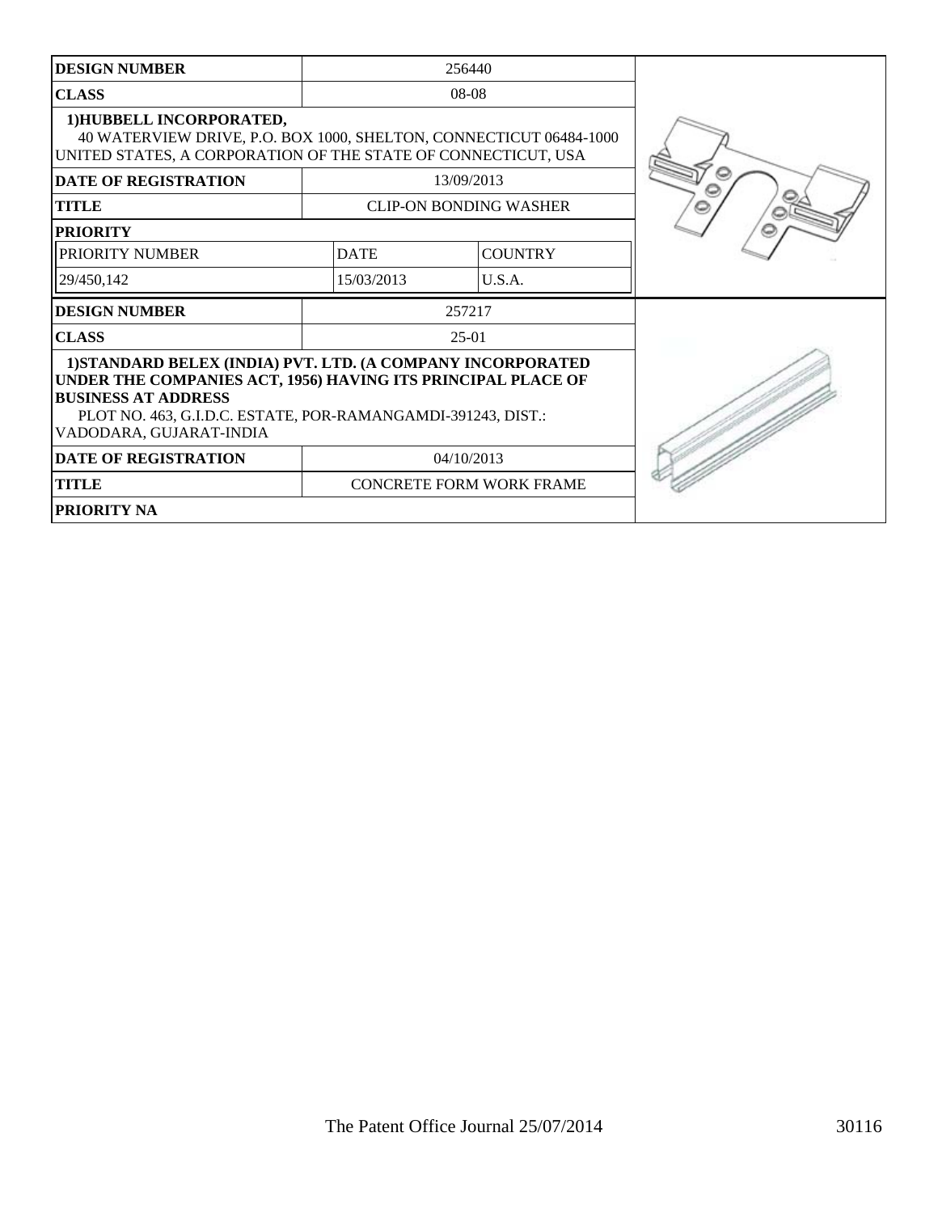| | | | |
|---|---|---|---|
| **DESIGN NUMBER** | 256440 | | |
| **CLASS** | 08-08 | | |
| **1)HUBBELL INCORPORATED,** 40 WATERVIEW DRIVE, P.O. BOX 1000, SHELTON, CONNECTICUT 06484-1000 UNITED STATES, A CORPORATION OF THE STATE OF CONNECTICUT, USA | | | |
| **DATE OF REGISTRATION** | 13/09/2013 | | |
| **TITLE** | CLIP-ON BONDING WASHER | | |
| **PRIORITY** | | | |
| PRIORITY NUMBER | DATE | COUNTRY | |
| 29/450,142 | 15/03/2013 | U.S.A. | |

| | | |
|---|---|---|
| **DESIGN NUMBER** | 257217 | |
| **CLASS** | 25-01 | |
| **1)STANDARD BELEX (INDIA) PVT. LTD. (A COMPANY INCORPORATED UNDER THE COMPANIES ACT, 1956) HAVING ITS PRINCIPAL PLACE OF BUSINESS AT ADDRESS** PLOT NO. 463, G.I.D.C. ESTATE, POR-RAMANGAMDI-391243, DIST.: VADODARA, GUJARAT-INDIA | | |
| **DATE OF REGISTRATION** | 04/10/2013 | |
| **TITLE** | CONCRETE FORM WORK FRAME | |
| **PRIORITY NA** | | |